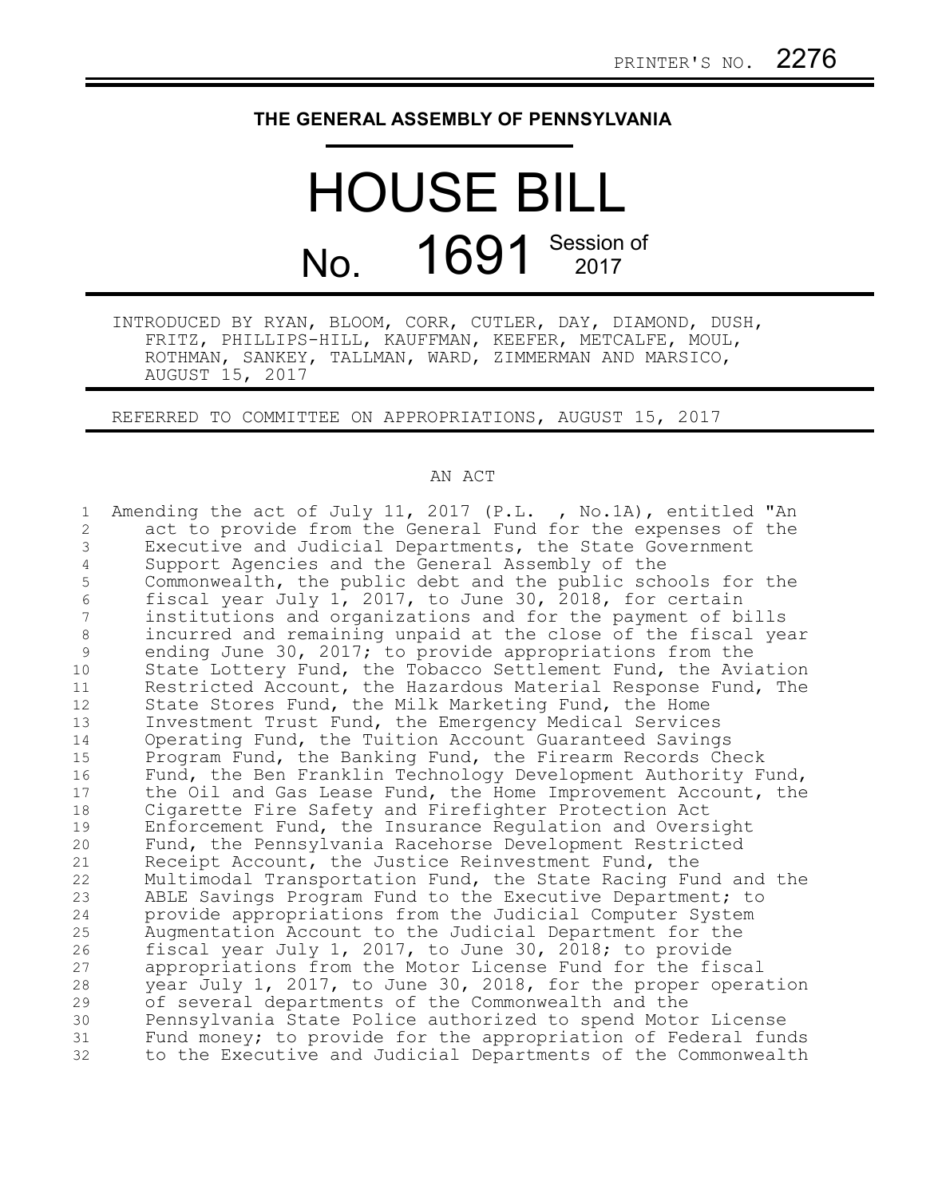PRINTER'S NO. 2276

# THE GENERAL ASSEMBLY OF PENNSYLVANIA

# HOUSE BILL

## No. 1691 Session of 2017

INTRODUCED BY RYAN, BLOOM, CORR, CUTLER, DAY, DIAMOND, DUSH, FRITZ, PHILLIPS-HILL, KAUFFMAN, KEEFER, METCALFE, MOUL, ROTHMAN, SANKEY, TALLMAN, WARD, ZIMMERMAN AND MARSICO, AUGUST 15, 2017

REFERRED TO COMMITTEE ON APPROPRIATIONS, AUGUST 15, 2017

AN ACT

Amending the act of July 11, 2017 (P.L. , No.1A), entitled "An act to provide from the General Fund for the expenses of the Executive and Judicial Departments, the State Government Support Agencies and the General Assembly of the Commonwealth, the public debt and the public schools for the fiscal year July 1, 2017, to June 30, 2018, for certain institutions and organizations and for the payment of bills incurred and remaining unpaid at the close of the fiscal year ending June 30, 2017; to provide appropriations from the State Lottery Fund, the Tobacco Settlement Fund, the Aviation Restricted Account, the Hazardous Material Response Fund, The State Stores Fund, the Milk Marketing Fund, the Home Investment Trust Fund, the Emergency Medical Services Operating Fund, the Tuition Account Guaranteed Savings Program Fund, the Banking Fund, the Firearm Records Check Fund, the Ben Franklin Technology Development Authority Fund, the Oil and Gas Lease Fund, the Home Improvement Account, the Cigarette Fire Safety and Firefighter Protection Act Enforcement Fund, the Insurance Regulation and Oversight Fund, the Pennsylvania Racehorse Development Restricted Receipt Account, the Justice Reinvestment Fund, the Multimodal Transportation Fund, the State Racing Fund and the ABLE Savings Program Fund to the Executive Department; to provide appropriations from the Judicial Computer System Augmentation Account to the Judicial Department for the fiscal year July 1, 2017, to June 30, 2018; to provide appropriations from the Motor License Fund for the fiscal year July 1, 2017, to June 30, 2018, for the proper operation of several departments of the Commonwealth and the Pennsylvania State Police authorized to spend Motor License Fund money; to provide for the appropriation of Federal funds to the Executive and Judicial Departments of the Commonwealth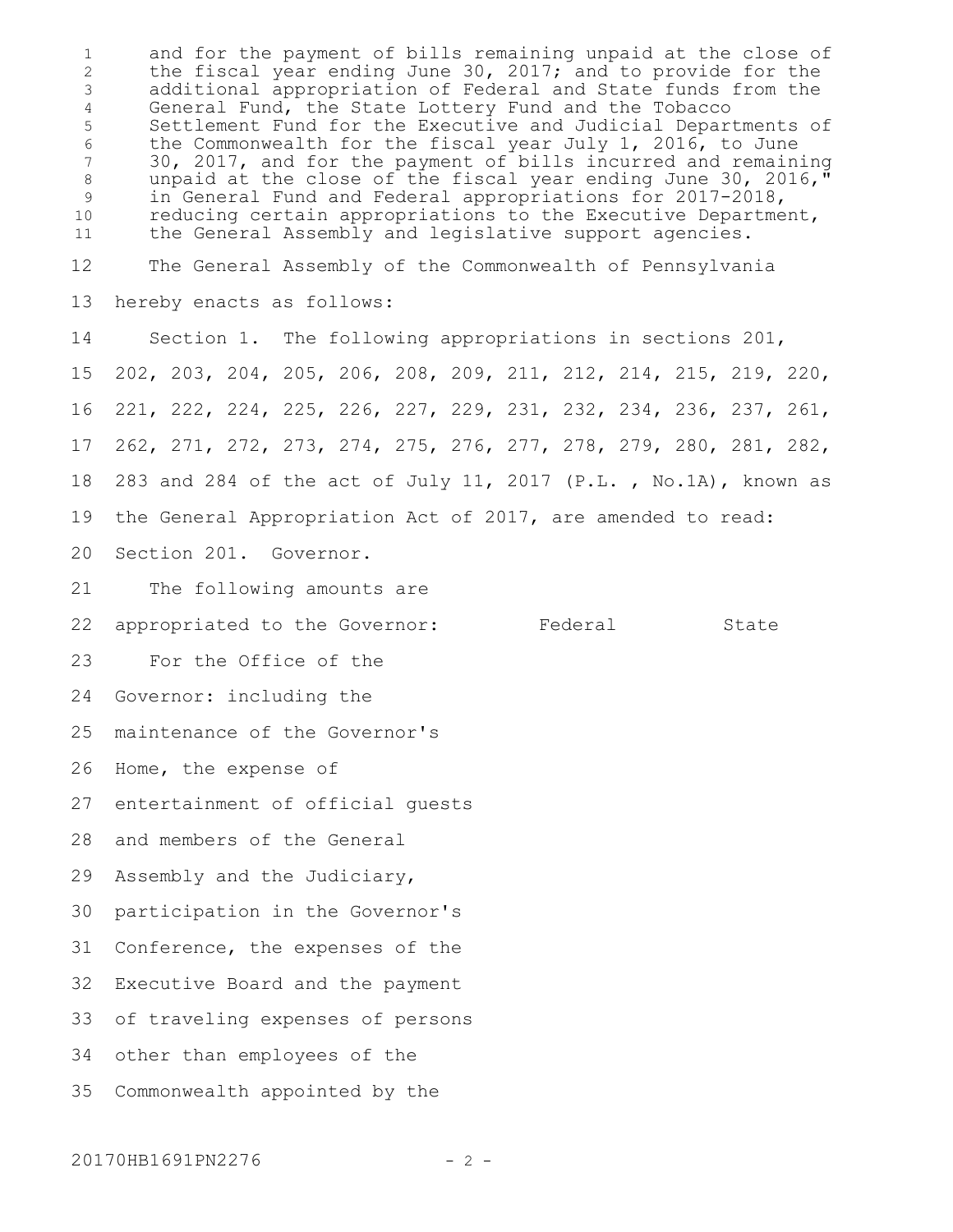and for the payment of bills remaining unpaid at the close of the fiscal year ending June 30, 2017; and to provide for the additional appropriation of Federal and State funds from the General Fund, the State Lottery Fund and the Tobacco Settlement Fund for the Executive and Judicial Departments of the Commonwealth for the fiscal year July 1, 2016, to June 30, 2017, and for the payment of bills incurred and remaining unpaid at the close of the fiscal year ending June 30, 2016," in General Fund and Federal appropriations for 2017-2018, reducing certain appropriations to the Executive Department, the General Assembly and legislative support agencies.

The General Assembly of the Commonwealth of Pennsylvania hereby enacts as follows:

Section 1. The following appropriations in sections 201, 202, 203, 204, 205, 206, 208, 209, 211, 212, 214, 215, 219, 220, 221, 222, 224, 225, 226, 227, 229, 231, 232, 234, 236, 237, 261, 262, 271, 272, 273, 274, 275, 276, 277, 278, 279, 280, 281, 282, 283 and 284 of the act of July 11, 2017 (P.L. , No.1A), known as the General Appropriation Act of 2017, are amended to read:

Section 201. Governor.

| The following amounts are appropriated to the Governor: | Federal | State |
|---|---|---|
| For the Office of the Governor: including the maintenance of the Governor's Home, the expense of entertainment of official guests and members of the General Assembly and the Judiciary, participation in the Governor's Conference, the expenses of the Executive Board and the payment of traveling expenses of persons other than employees of the Commonwealth appointed by the | | |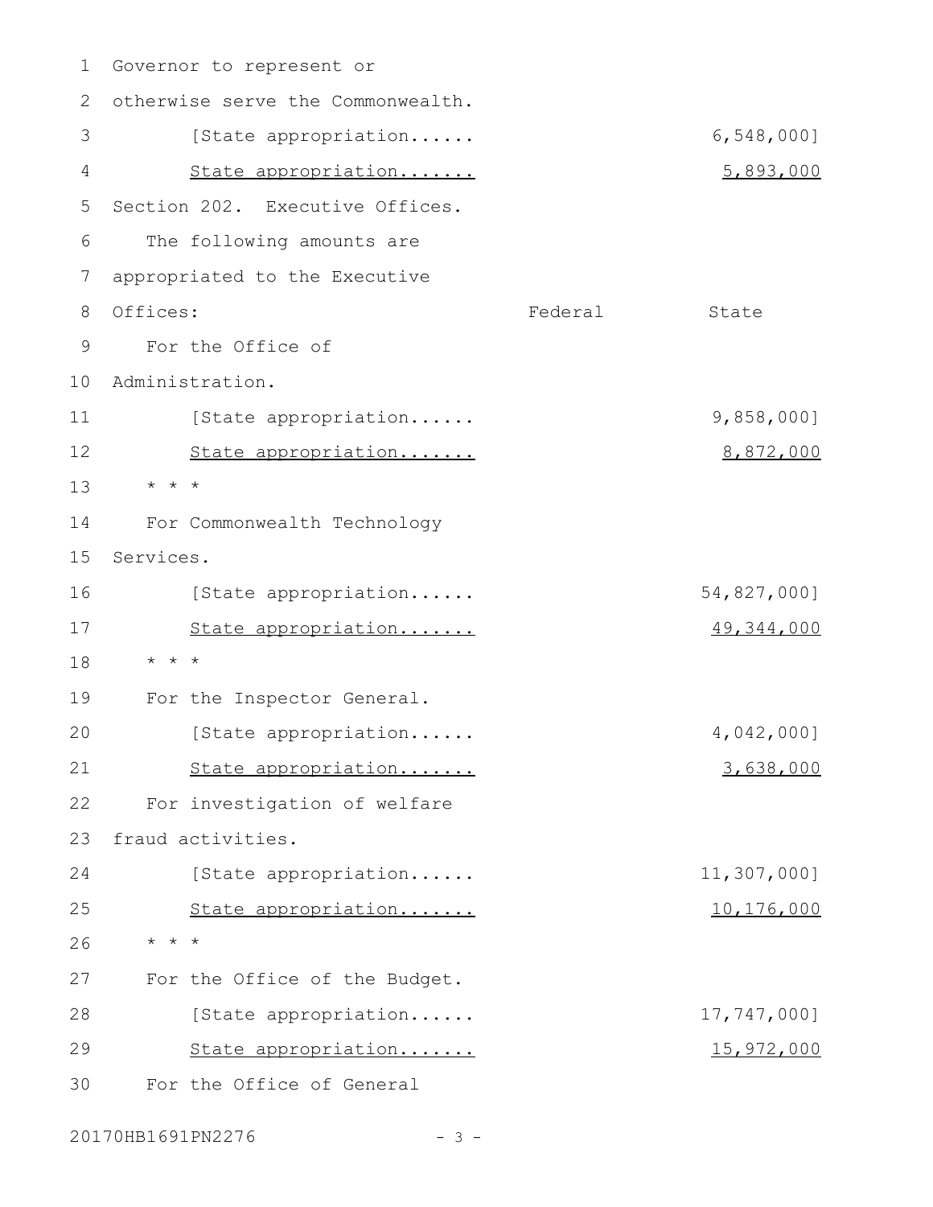Governor to represent or otherwise serve the Commonwealth.

| | Federal | State |
|---|---|---|
| [State appropriation...... | | 6,548,000] |
| State appropriation....... | | 5,893,000 |

Section 202. Executive Offices.

The following amounts are appropriated to the Executive Offices:

| | Federal | State |
|---|---|---|
| For the Office of Administration. | | |
| [State appropriation...... | | 9,858,000] |
| State appropriation....... | | 8,872,000 |
| * * * | | |
| For Commonwealth Technology Services. | | |
| [State appropriation...... | | 54,827,000] |
| State appropriation....... | | 49,344,000 |
| * * * | | |
| For the Inspector General. | | |
| [State appropriation...... | | 4,042,000] |
| State appropriation....... | | 3,638,000 |
| For investigation of welfare fraud activities. | | |
| [State appropriation...... | | 11,307,000] |
| State appropriation....... | | 10,176,000 |
| * * * | | |
| For the Office of the Budget. | | |
| [State appropriation...... | | 17,747,000] |
| State appropriation....... | | 15,972,000 |

For the Office of General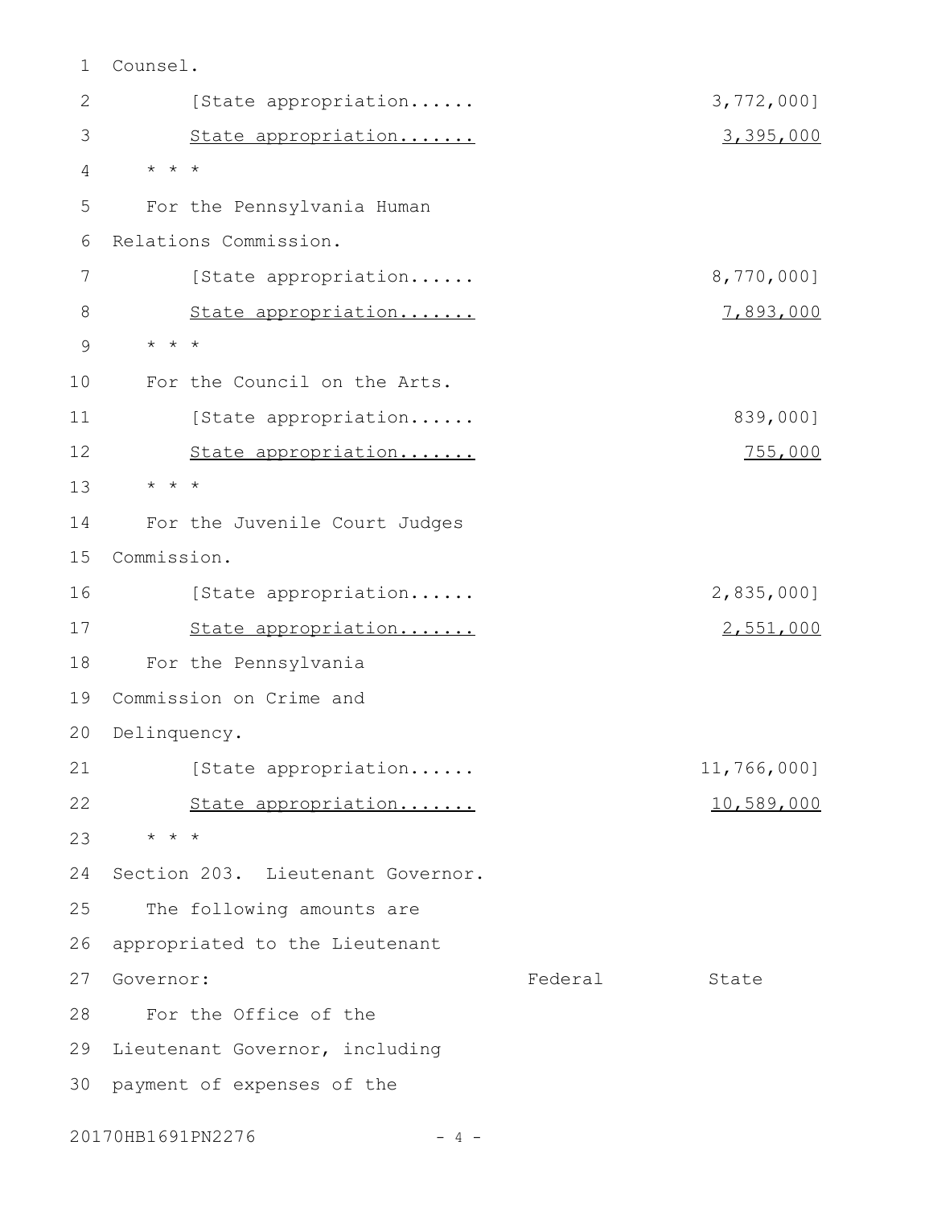Counsel.

[State appropriation...... 3,772,000]

State appropriation....... 3,395,000

* * *

For the Pennsylvania Human Relations Commission.

[State appropriation...... 8,770,000]

State appropriation....... 7,893,000

* * *

For the Council on the Arts.

[State appropriation...... 839,000]

State appropriation....... 755,000

* * *

For the Juvenile Court Judges Commission.

[State appropriation...... 2,835,000]

State appropriation....... 2,551,000

For the Pennsylvania Commission on Crime and Delinquency.

[State appropriation...... 11,766,000]

State appropriation....... 10,589,000

* * *

Section 203. Lieutenant Governor.

The following amounts are appropriated to the Lieutenant Governor: Federal State

For the Office of the Lieutenant Governor, including payment of expenses of the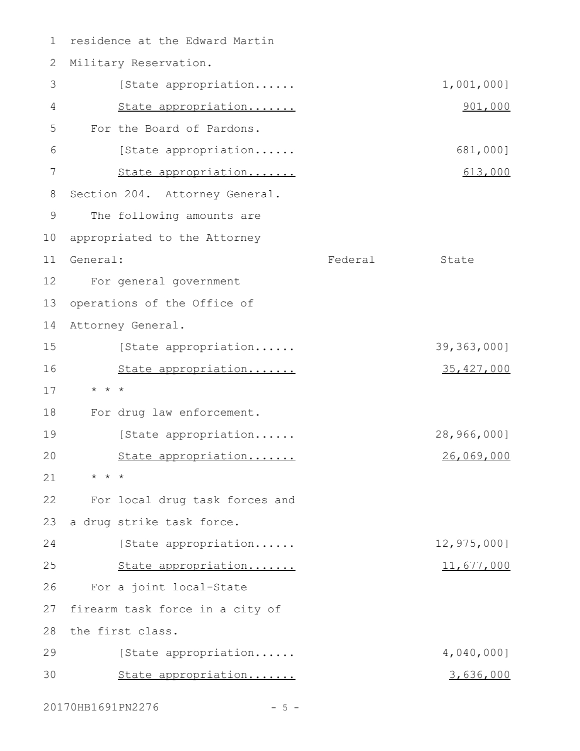residence at the Edward Martin Military Reservation.

| | Federal | State |
|---|---|---|
| [State appropriation...... | | 1,001,000] |
| State appropriation....... | | 901,000 |

For the Board of Pardons.

| | Federal | State |
|---|---|---|
| [State appropriation...... | | 681,000] |
| State appropriation....... | | 613,000 |

Section 204. Attorney General.

The following amounts are appropriated to the Attorney General:

| | Federal | State |
|---|---|---|
| For general government operations of the Office of Attorney General. | | |
| [State appropriation...... | | 39,363,000] |
| State appropriation....... | | 35,427,000 |
| * * * | | |
| For drug law enforcement. | | |
| [State appropriation...... | | 28,966,000] |
| State appropriation....... | | 26,069,000 |
| * * * | | |
| For local drug task forces and a drug strike task force. | | |
| [State appropriation...... | | 12,975,000] |
| State appropriation....... | | 11,677,000 |
| For a joint local-State firearm task force in a city of the first class. | | |
| [State appropriation...... | | 4,040,000] |
| State appropriation....... | | 3,636,000 |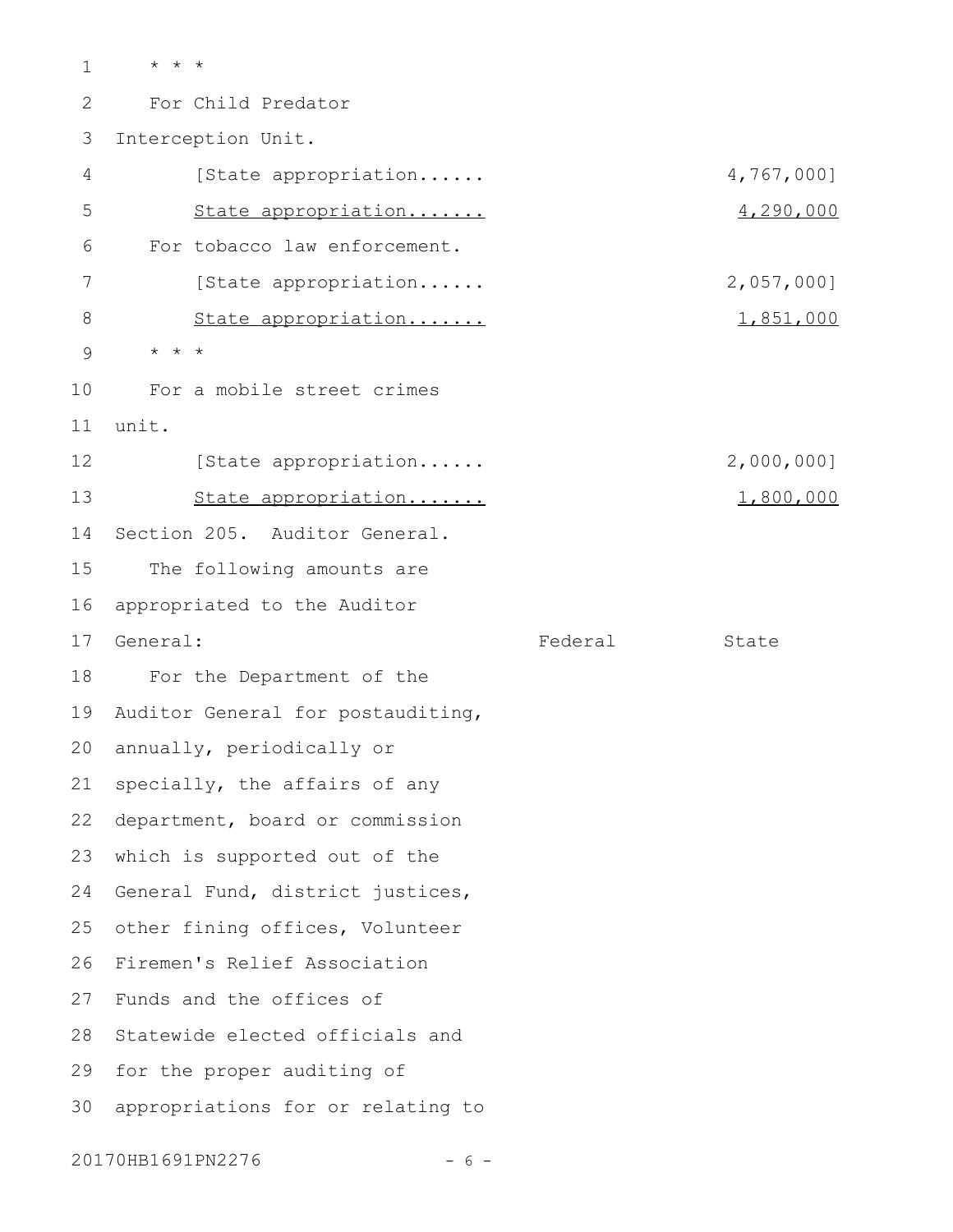\* \* \*

For Child Predator Interception Unit.

| | Federal | State |
|---|---|---|
| [State appropriation...... | | 4,767,000] |
| <u>State appropriation.......</u> | | <u>4,290,000</u> |

For tobacco law enforcement.

| | Federal | State |
|---|---|---|
| [State appropriation...... | | 2,057,000] |
| <u>State appropriation.......</u> | | <u>1,851,000</u> |

\* \* \*

For a mobile street crimes unit.

| | Federal | State |
|---|---|---|
| [State appropriation...... | | 2,000,000] |
| <u>State appropriation.......</u> | | <u>1,800,000</u> |

Section 205. Auditor General.

The following amounts are appropriated to the Auditor General:

| | Federal | State |
|---|---|---|

For the Department of the Auditor General for postauditing, annually, periodically or specially, the affairs of any department, board or commission which is supported out of the General Fund, district justices, other fining offices, Volunteer Firemen's Relief Association Funds and the offices of Statewide elected officials and for the proper auditing of appropriations for or relating to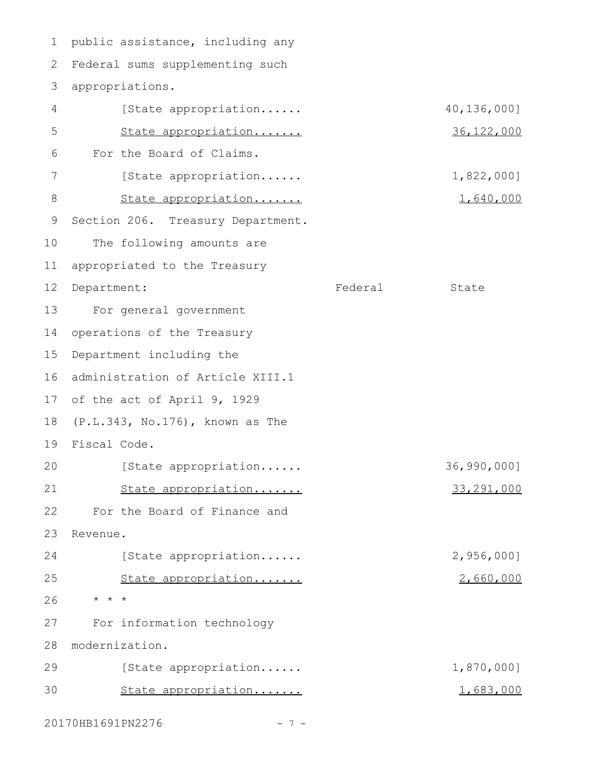public assistance, including any Federal sums supplementing such appropriations.

| | Federal | State |
|---|---|---|
| [State appropriation...... | | 40,136,000] |
| State appropriation....... | | 36,122,000 |

For the Board of Claims.

| | Federal | State |
|---|---|---|
| [State appropriation...... | | 1,822,000] |
| State appropriation....... | | 1,640,000 |

Section 206. Treasury Department.

The following amounts are appropriated to the Treasury Department:

| | Federal | State |
|---|---|---|
| For general government operations of the Treasury Department including the administration of Article XIII.1 of the act of April 9, 1929 (P.L.343, No.176), known as The Fiscal Code. | | |
| [State appropriation...... | | 36,990,000] |
| State appropriation....... | | 33,291,000 |
| For the Board of Finance and Revenue. | | |
| [State appropriation...... | | 2,956,000] |
| State appropriation....... | | 2,660,000 |

* * *

For information technology modernization.

| | Federal | State |
|---|---|---|
| [State appropriation...... | | 1,870,000] |
| State appropriation....... | | 1,683,000 |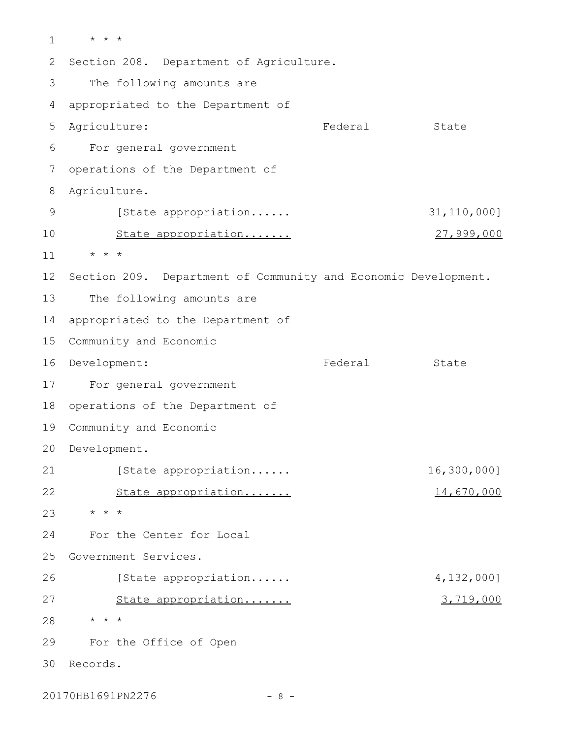\* \* \*

Section 208. Department of Agriculture.

The following amounts are appropriated to the Department of Agriculture:

| | Federal | State |
|---|---|---|
| For general government operations of the Department of Agriculture. | | |
| [State appropriation...... | | 31,110,000] |
| State appropriation....... | | 27,999,000 |

\* \* \*

Section 209. Department of Community and Economic Development.

The following amounts are appropriated to the Department of Community and Economic Development:

| | Federal | State |
|---|---|---|
| For general government operations of the Department of Community and Economic Development. | | |
| [State appropriation...... | | 16,300,000] |
| State appropriation....... | | 14,670,000 |
| \* \* \* | | |
| For the Center for Local Government Services. | | |
| [State appropriation...... | | 4,132,000] |
| State appropriation....... | | 3,719,000 |
| \* \* \* | | |
| For the Office of Open Records. | | |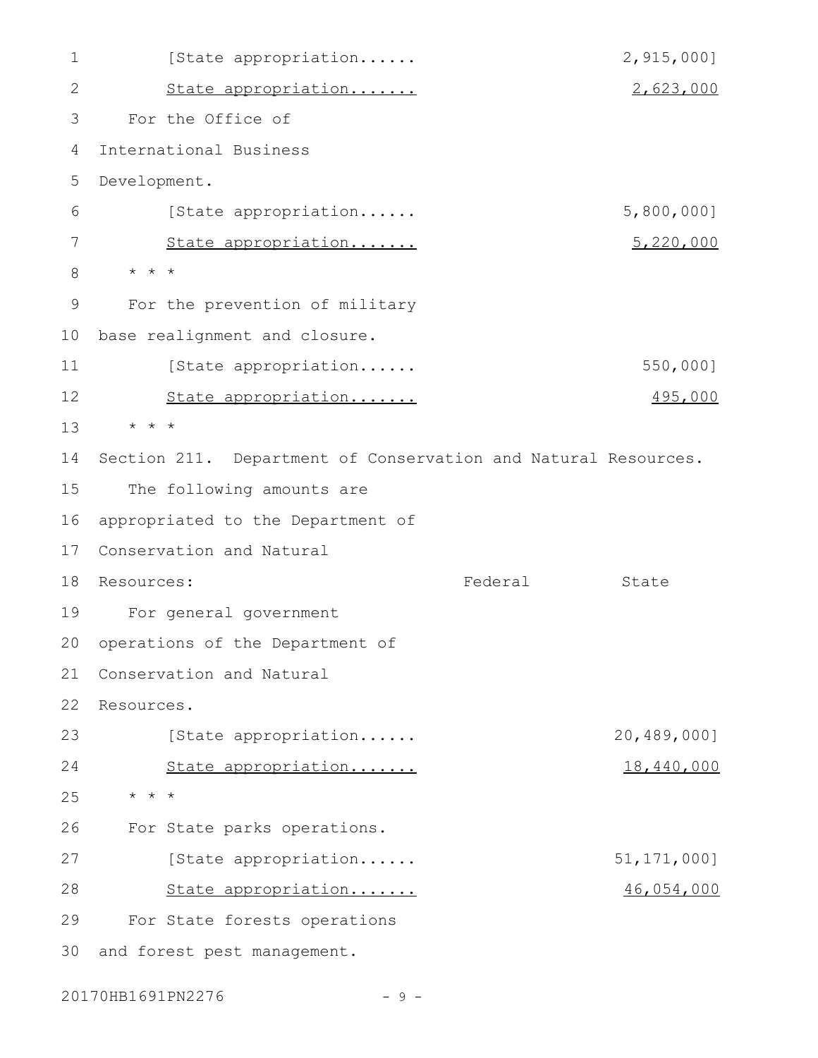[State appropriation...... 2,915,000]

State appropriation....... 2,623,000

For the Office of International Business Development.

[State appropriation...... 5,800,000]

State appropriation....... 5,220,000

* * *

For the prevention of military base realignment and closure.

[State appropriation...... 550,000]

State appropriation....... 495,000

* * *

Section 211. Department of Conservation and Natural Resources.

The following amounts are appropriated to the Department of Conservation and Natural Resources: Federal State

For general government operations of the Department of Conservation and Natural Resources.

[State appropriation...... 20,489,000]

State appropriation....... 18,440,000

* * *

For State parks operations.

[State appropriation...... 51,171,000]

State appropriation....... 46,054,000

For State forests operations and forest pest management.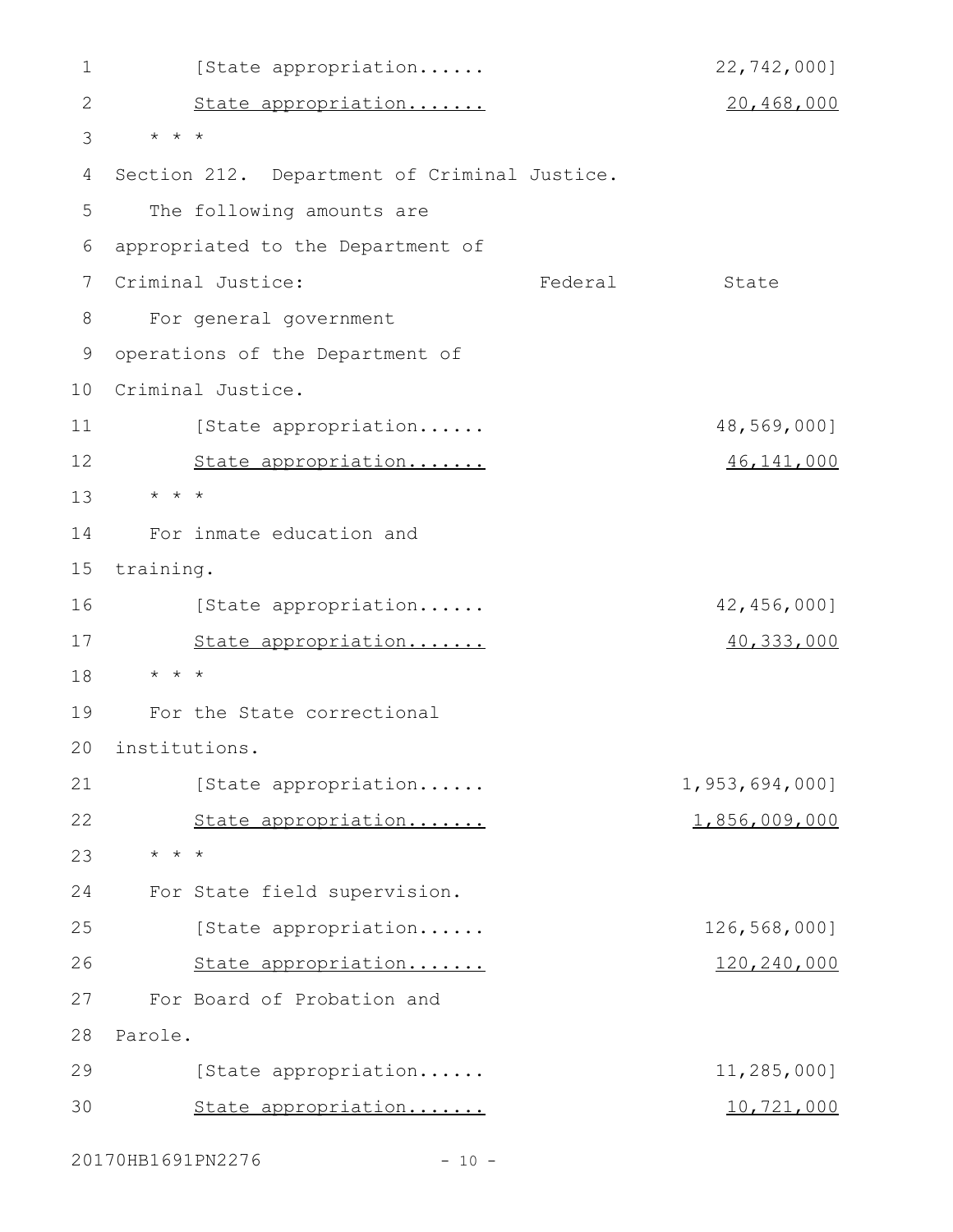[State appropriation...... 22,742,000]

<u>State appropriation....... 20,468,000</u>

* * *

Section 212. Department of Criminal Justice.

The following amounts are appropriated to the Department of Criminal Justice:

| | Federal | State |
|---|---|---|
| For general government operations of the Department of Criminal Justice. | | |
| [State appropriation...... | | 48,569,000] |
| <u>State appropriation.......</u> | | <u>46,141,000</u> |
| * * * | | |
| For inmate education and training. | | |
| [State appropriation...... | | 42,456,000] |
| <u>State appropriation.......</u> | | <u>40,333,000</u> |
| * * * | | |
| For the State correctional institutions. | | |
| [State appropriation...... | | 1,953,694,000] |
| <u>State appropriation.......</u> | | <u>1,856,009,000</u> |
| * * * | | |
| For State field supervision. | | |
| [State appropriation...... | | 126,568,000] |
| <u>State appropriation.......</u> | | <u>120,240,000</u> |
| For Board of Probation and Parole. | | |
| [State appropriation...... | | 11,285,000] |
| <u>State appropriation.......</u> | | <u>10,721,000</u> |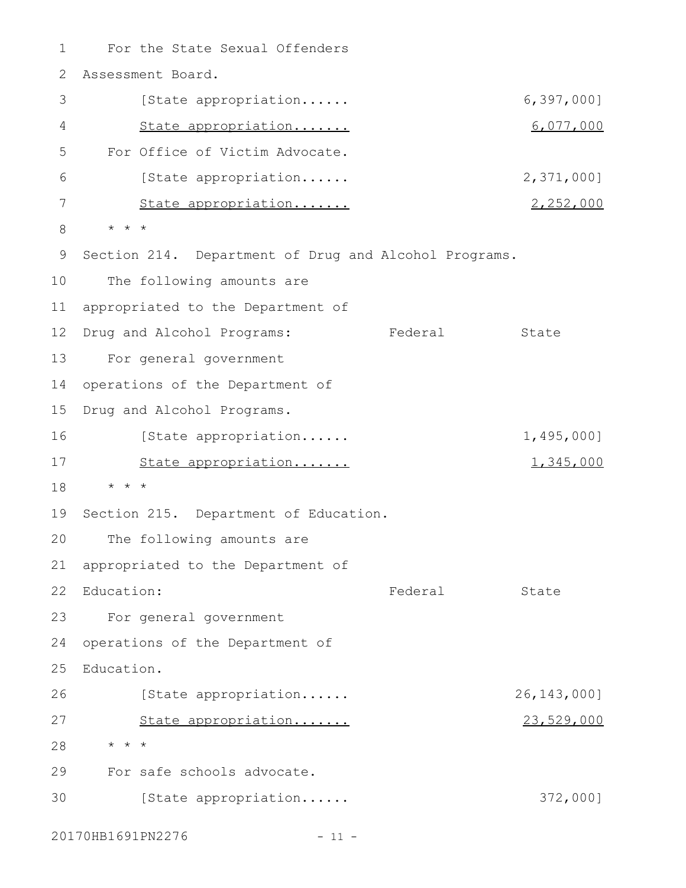For the State Sexual Offenders Assessment Board.

[State appropriation...... 6,397,000]

State appropriation....... 6,077,000

For Office of Victim Advocate.

[State appropriation...... 2,371,000]

State appropriation....... 2,252,000

* * *

Section 214. Department of Drug and Alcohol Programs.

| The following amounts are appropriated to the Department of Drug and Alcohol Programs: | Federal | State |
|---|---|---|
| For general government operations of the Department of Drug and Alcohol Programs. | | |
| [State appropriation...... | | 1,495,000] |
| State appropriation....... | | 1,345,000 |

* * *

Section 215. Department of Education.

| The following amounts are appropriated to the Department of Education: | Federal | State |
|---|---|---|
| For general government operations of the Department of Education. | | |
| [State appropriation...... | | 26,143,000] |
| State appropriation....... | | 23,529,000 |

* * *

For safe schools advocate.

[State appropriation...... 372,000]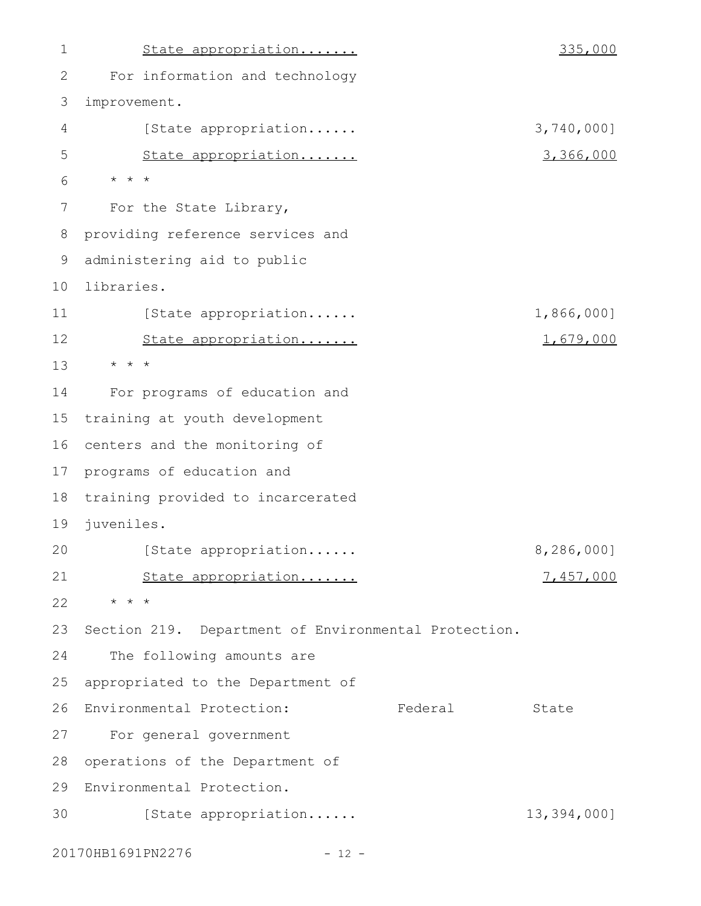State appropriation....... 335,000

For information and technology improvement.

[State appropriation...... 3,740,000]

State appropriation....... 3,366,000

\* \* \*

For the State Library, providing reference services and administering aid to public libraries.

[State appropriation...... 1,866,000]

State appropriation....... 1,679,000

\* \* \*

For programs of education and training at youth development centers and the monitoring of programs of education and training provided to incarcerated juveniles.

[State appropriation...... 8,286,000]

State appropriation....... 7,457,000

\* \* \*

Section 219. Department of Environmental Protection.

The following amounts are appropriated to the Department of Environmental Protection: Federal State

For general government operations of the Department of Environmental Protection.

[State appropriation...... 13,394,000]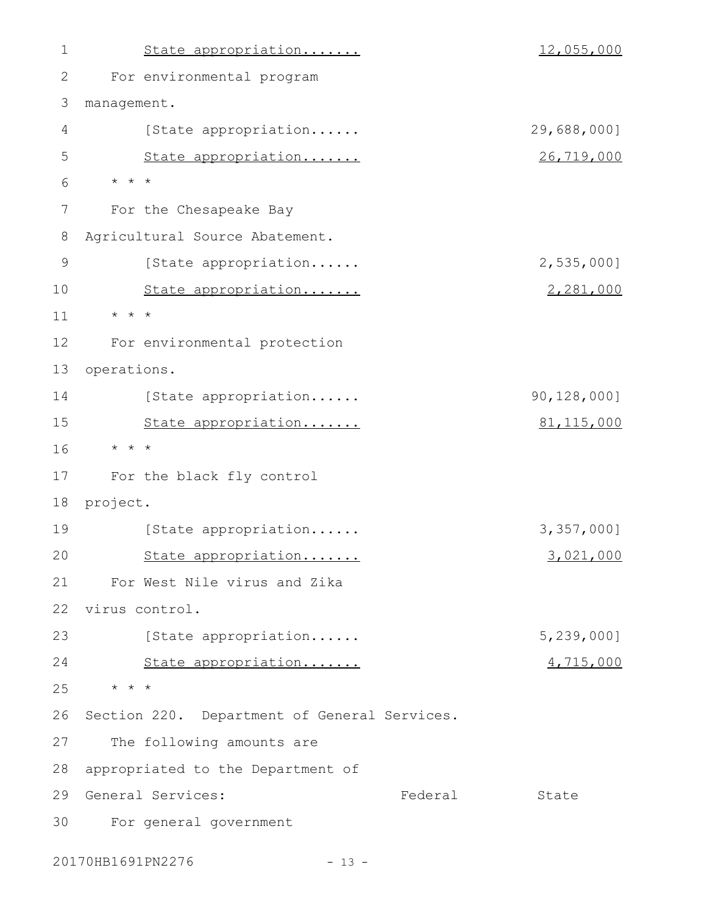State appropriation....... 12,055,000

For environmental program management.

[State appropriation...... 29,688,000]

State appropriation....... 26,719,000

* * *

For the Chesapeake Bay Agricultural Source Abatement.

[State appropriation...... 2,535,000]

State appropriation....... 2,281,000

* * *

For environmental protection operations.

[State appropriation...... 90,128,000]

State appropriation....... 81,115,000

* * *

For the black fly control project.

[State appropriation...... 3,357,000]

State appropriation....... 3,021,000

For West Nile virus and Zika virus control.

[State appropriation...... 5,239,000]

State appropriation....... 4,715,000

* * *

Section 220. Department of General Services.

The following amounts are appropriated to the Department of General Services: Federal State

For general government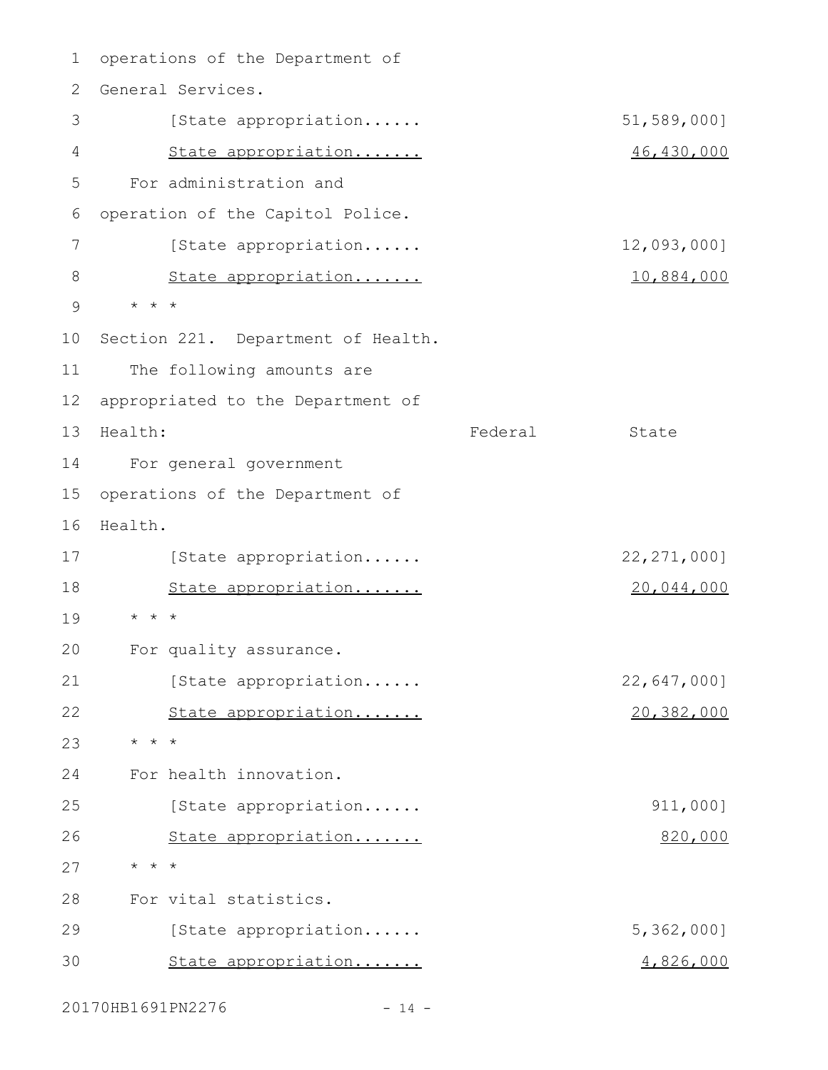operations of the Department of General Services.

| | Federal | State |
|---|---|---|
| [State appropriation...... | | 51,589,000] |
| <u>State appropriation.......</u> | | <u>46,430,000</u> |

For administration and operation of the Capitol Police.

| | Federal | State |
|---|---|---|
| [State appropriation...... | | 12,093,000] |
| <u>State appropriation.......</u> | | <u>10,884,000</u> |

* * *

Section 221. Department of Health.

The following amounts are appropriated to the Department of Health:

| | Federal | State |
|---|---|---|
| For general government operations of the Department of Health. | | |
| [State appropriation...... | | 22,271,000] |
| <u>State appropriation.......</u> | | <u>20,044,000</u> |

* * *

For quality assurance.

| | Federal | State |
|---|---|---|
| [State appropriation...... | | 22,647,000] |
| <u>State appropriation.......</u> | | <u>20,382,000</u> |

* * *

For health innovation.

| | Federal | State |
|---|---|---|
| [State appropriation...... | | 911,000] |
| <u>State appropriation.......</u> | | <u>820,000</u> |

* * *

For vital statistics.

| | Federal | State |
|---|---|---|
| [State appropriation...... | | 5,362,000] |
| <u>State appropriation.......</u> | | <u>4,826,000</u> |

20170HB1691PN2276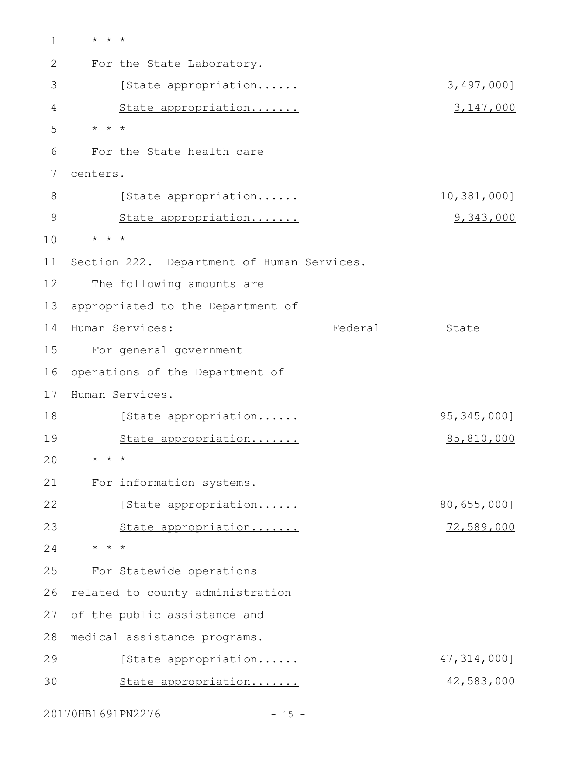\* \* \*

For the State Laboratory.

[State appropriation...... 3,497,000]

<u>State appropriation....... 3,147,000</u>

\* \* \*

For the State health care centers.

[State appropriation...... 10,381,000]

<u>State appropriation....... 9,343,000</u>

\* \* \*

Section 222. Department of Human Services.

The following amounts are appropriated to the Department of Human Services:

| | Federal | State |
|---|---|---|
| For general government operations of the Department of Human Services. | | |
| [State appropriation...... | | 95,345,000] |
| <u>State appropriation.......</u> | | <u>85,810,000</u> |
| * * * | | |
| For information systems. | | |
| [State appropriation...... | | 80,655,000] |
| <u>State appropriation.......</u> | | <u>72,589,000</u> |
| * * * | | |
| For Statewide operations related to county administration of the public assistance and medical assistance programs. | | |
| [State appropriation...... | | 47,314,000] |
| <u>State appropriation.......</u> | | <u>42,583,000</u> |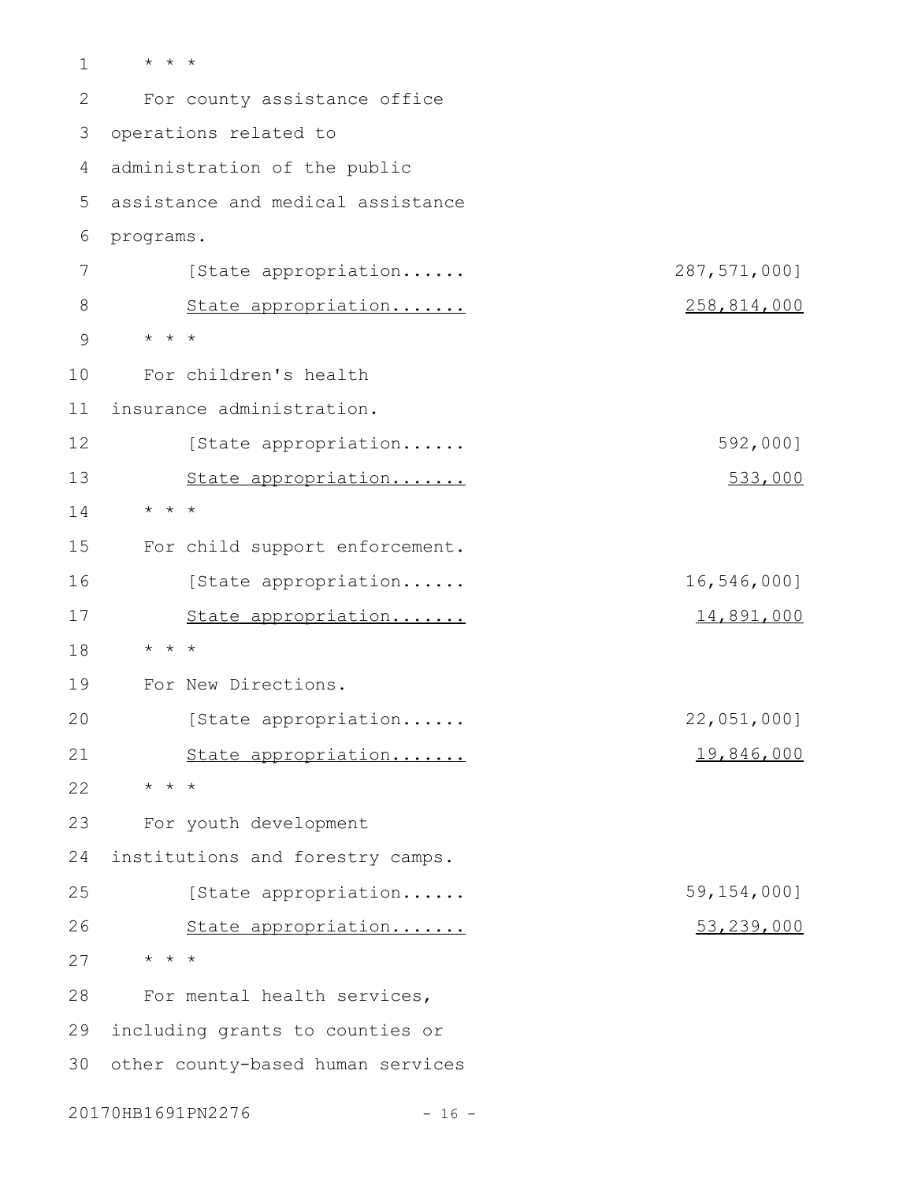\* \* \*

For county assistance office operations related to administration of the public assistance and medical assistance programs.

| | |
|---|---|
| [State appropriation...... | 287,571,000] |
| <u>State appropriation.......</u> | <u>258,814,000</u> |

\* \* \*

For children's health insurance administration.

| | |
|---|---|
| [State appropriation...... | 592,000] |
| <u>State appropriation.......</u> | <u>533,000</u> |

\* \* \*

For child support enforcement.

| | |
|---|---|
| [State appropriation...... | 16,546,000] |
| <u>State appropriation.......</u> | <u>14,891,000</u> |

\* \* \*

For New Directions.

| | |
|---|---|
| [State appropriation...... | 22,051,000] |
| <u>State appropriation.......</u> | <u>19,846,000</u> |

\* \* \*

For youth development institutions and forestry camps.

| | |
|---|---|
| [State appropriation...... | 59,154,000] |
| <u>State appropriation.......</u> | <u>53,239,000</u> |

\* \* \*

For mental health services, including grants to counties or other county-based human services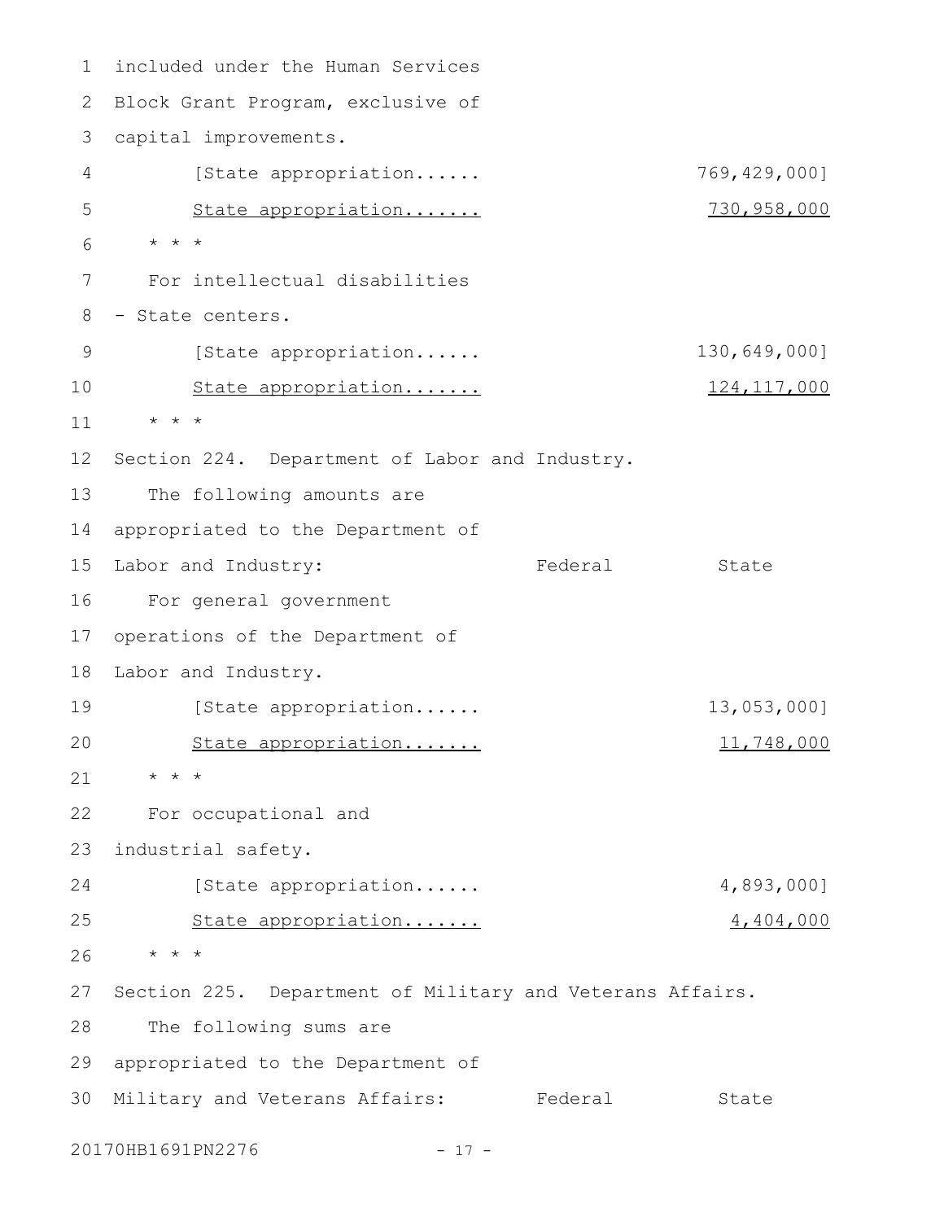included under the Human Services Block Grant Program, exclusive of capital improvements.

[State appropriation...... 769,429,000]

State appropriation....... 730,958,000

\* \* \*

For intellectual disabilities - State centers.

[State appropriation...... 130,649,000]

State appropriation....... 124,117,000

\* \* \*

Section 224. Department of Labor and Industry.

The following amounts are appropriated to the Department of Labor and Industry: Federal State

For general government operations of the Department of Labor and Industry.

[State appropriation...... 13,053,000]

State appropriation....... 11,748,000

\* \* \*

For occupational and industrial safety.

[State appropriation...... 4,893,000]

State appropriation....... 4,404,000

\* \* \*

Section 225. Department of Military and Veterans Affairs.

The following sums are appropriated to the Department of Military and Veterans Affairs: Federal State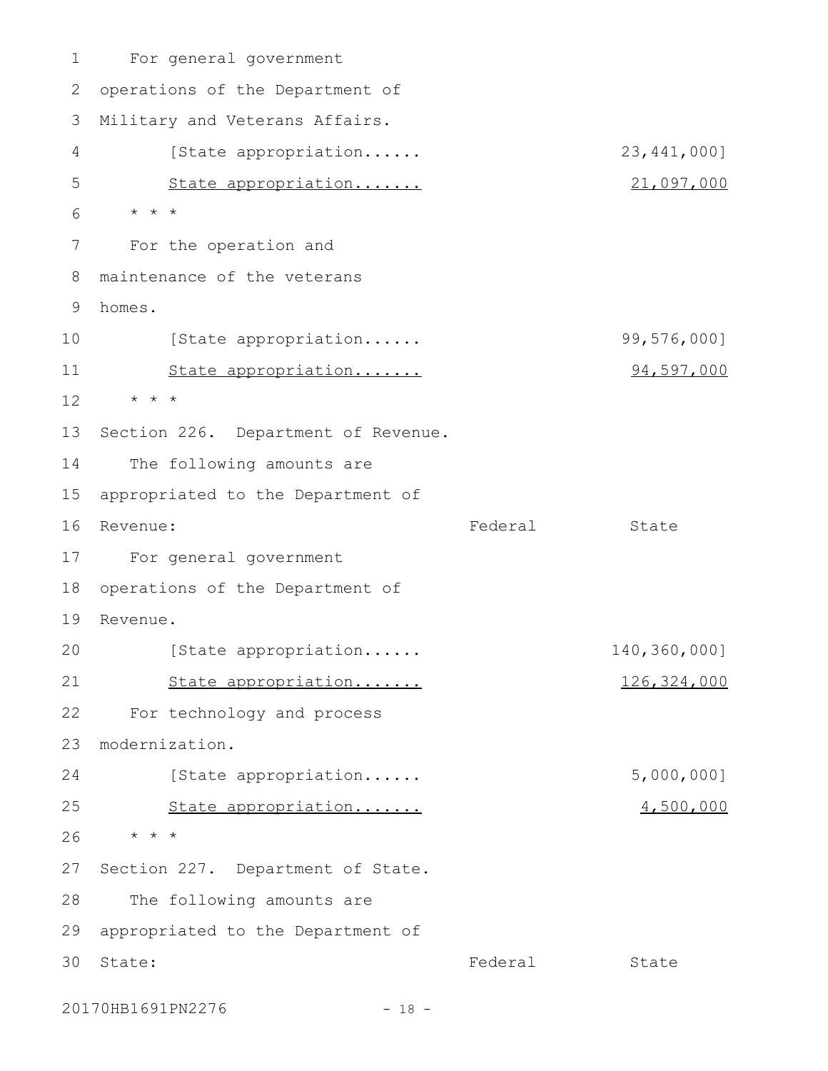For general government operations of the Department of Military and Veterans Affairs.

| | Federal | State |
|---|---|---|
| [State appropriation...... | | 23,441,000] |
| <u>State appropriation.......</u> | | <u>21,097,000</u> |

* * *

For the operation and maintenance of the veterans homes.

| | Federal | State |
|---|---|---|
| [State appropriation...... | | 99,576,000] |
| <u>State appropriation.......</u> | | <u>94,597,000</u> |

* * *

Section 226. Department of Revenue.

The following amounts are appropriated to the Department of Revenue:

| | Federal | State |
|---|---|---|
| For general government operations of the Department of Revenue. | | |
| [State appropriation...... | | 140,360,000] |
| <u>State appropriation.......</u> | | <u>126,324,000</u> |
| For technology and process modernization. | | |
| [State appropriation...... | | 5,000,000] |
| <u>State appropriation.......</u> | | <u>4,500,000</u> |

* * *

Section 227. Department of State.

The following amounts are appropriated to the Department of State:

| | Federal | State |
|---|---|---|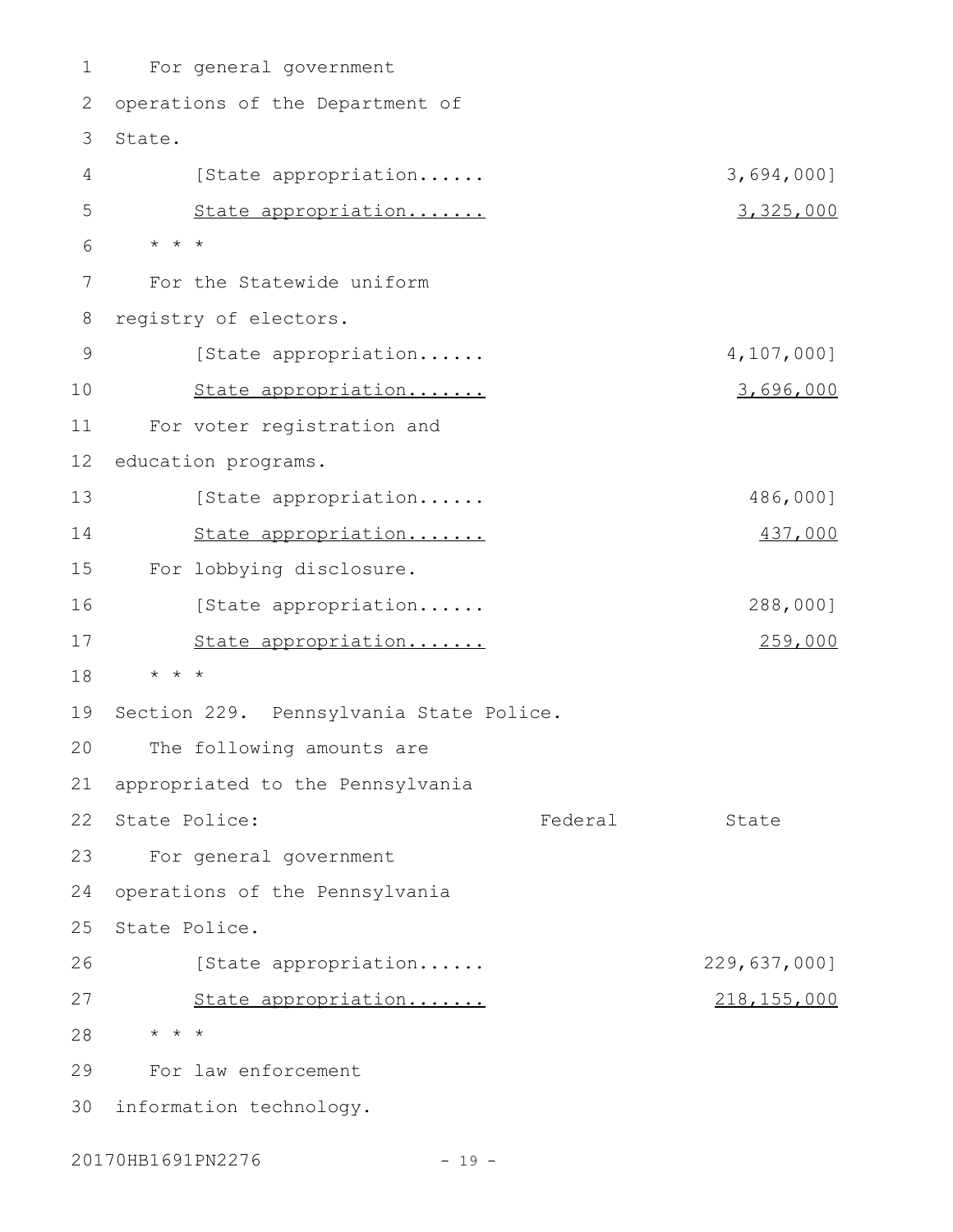For general government operations of the Department of State.

[State appropriation...... 3,694,000]

<u>State appropriation....... 3,325,000</u>

\* \* \*

For the Statewide uniform registry of electors.

[State appropriation...... 4,107,000]

<u>State appropriation....... 3,696,000</u>

For voter registration and education programs.

[State appropriation...... 486,000]

<u>State appropriation....... 437,000</u>

For lobbying disclosure.

[State appropriation...... 288,000]

<u>State appropriation....... 259,000</u>

\* \* \*

Section 229. Pennsylvania State Police.

The following amounts are appropriated to the Pennsylvania State Police:

| | Federal | State |
|---|---|---|
| For general government operations of the Pennsylvania State Police. | | |
| [State appropriation...... | | 229,637,000] |
| <u>State appropriation.......</u> | | <u>218,155,000</u> |

\* \* \*

For law enforcement information technology.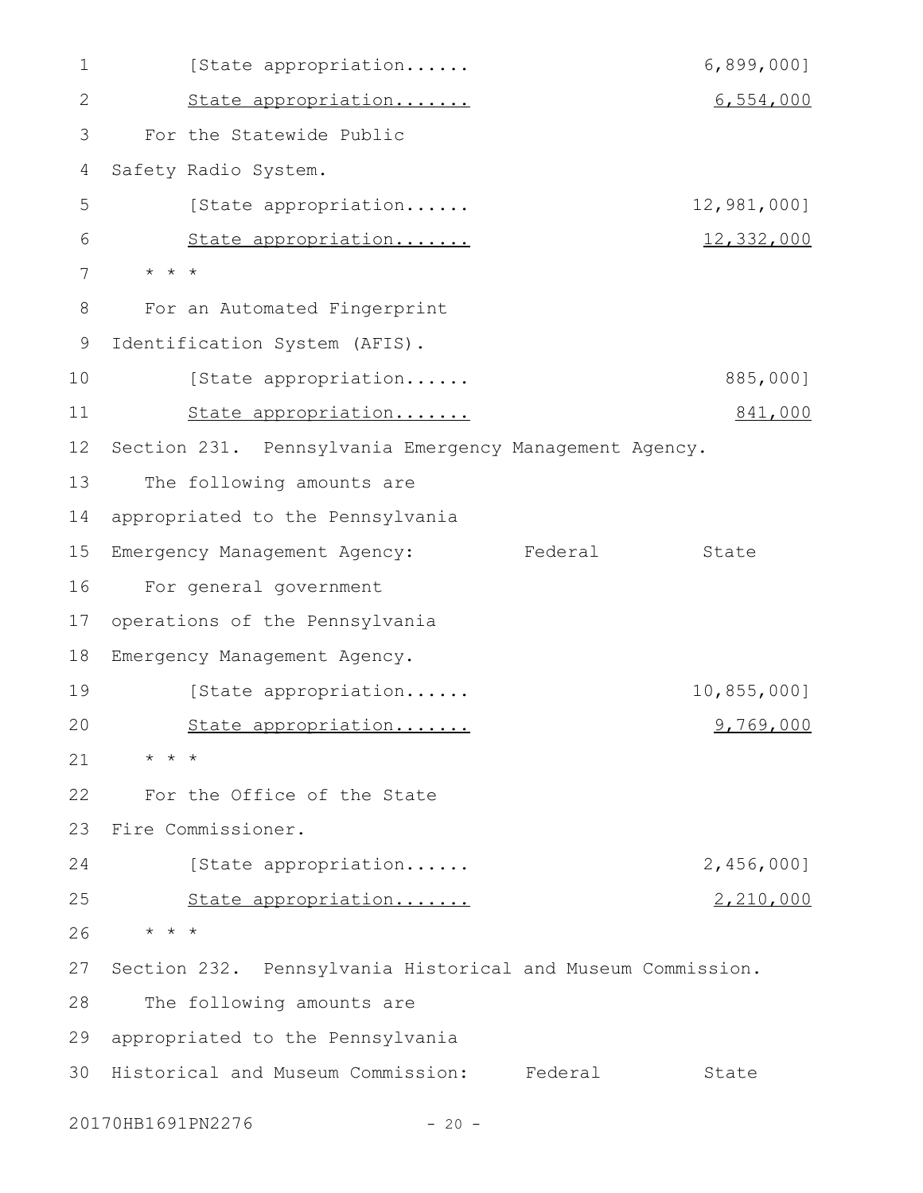[State appropriation...... 6,899,000]

State appropriation....... 6,554,000

For the Statewide Public Safety Radio System.

[State appropriation...... 12,981,000]

State appropriation....... 12,332,000

* * *

For an Automated Fingerprint Identification System (AFIS).

[State appropriation...... 885,000]

State appropriation....... 841,000

Section 231. Pennsylvania Emergency Management Agency.

The following amounts are appropriated to the Pennsylvania Emergency Management Agency: Federal State

For general government operations of the Pennsylvania Emergency Management Agency.

[State appropriation...... 10,855,000]

State appropriation....... 9,769,000

* * *

For the Office of the State Fire Commissioner.

[State appropriation...... 2,456,000]

State appropriation....... 2,210,000

* * *

Section 232. Pennsylvania Historical and Museum Commission.

The following amounts are appropriated to the Pennsylvania Historical and Museum Commission: Federal State

20170HB1691PN2276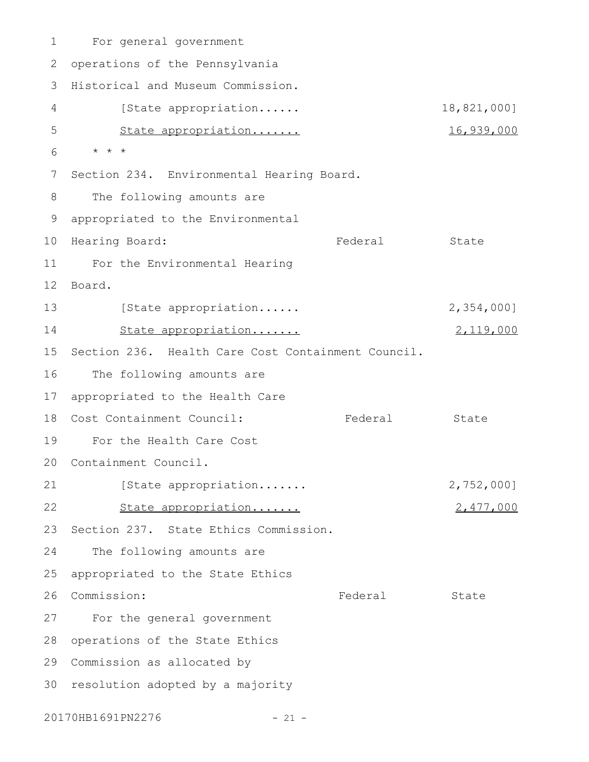For general government operations of the Pennsylvania Historical and Museum Commission.

[State appropriation...... 18,821,000]

<u>State appropriation....... 16,939,000</u>

* * *

Section 234. Environmental Hearing Board.

The following amounts are appropriated to the Environmental Hearing Board:

| | Federal | State |
|---|---|---|
| For the Environmental Hearing Board. | | |
| [State appropriation...... | | 2,354,000] |
| <u>State appropriation.......</u> | | <u>2,119,000</u> |

Section 236. Health Care Cost Containment Council.

The following amounts are appropriated to the Health Care Cost Containment Council:

| | Federal | State |
|---|---|---|
| For the Health Care Cost Containment Council. | | |
| [State appropriation....... | | 2,752,000] |
| <u>State appropriation.......</u> | | <u>2,477,000</u> |

Section 237. State Ethics Commission.

The following amounts are appropriated to the State Ethics Commission:

| | Federal | State |
|---|---|---|

For the general government operations of the State Ethics Commission as allocated by resolution adopted by a majority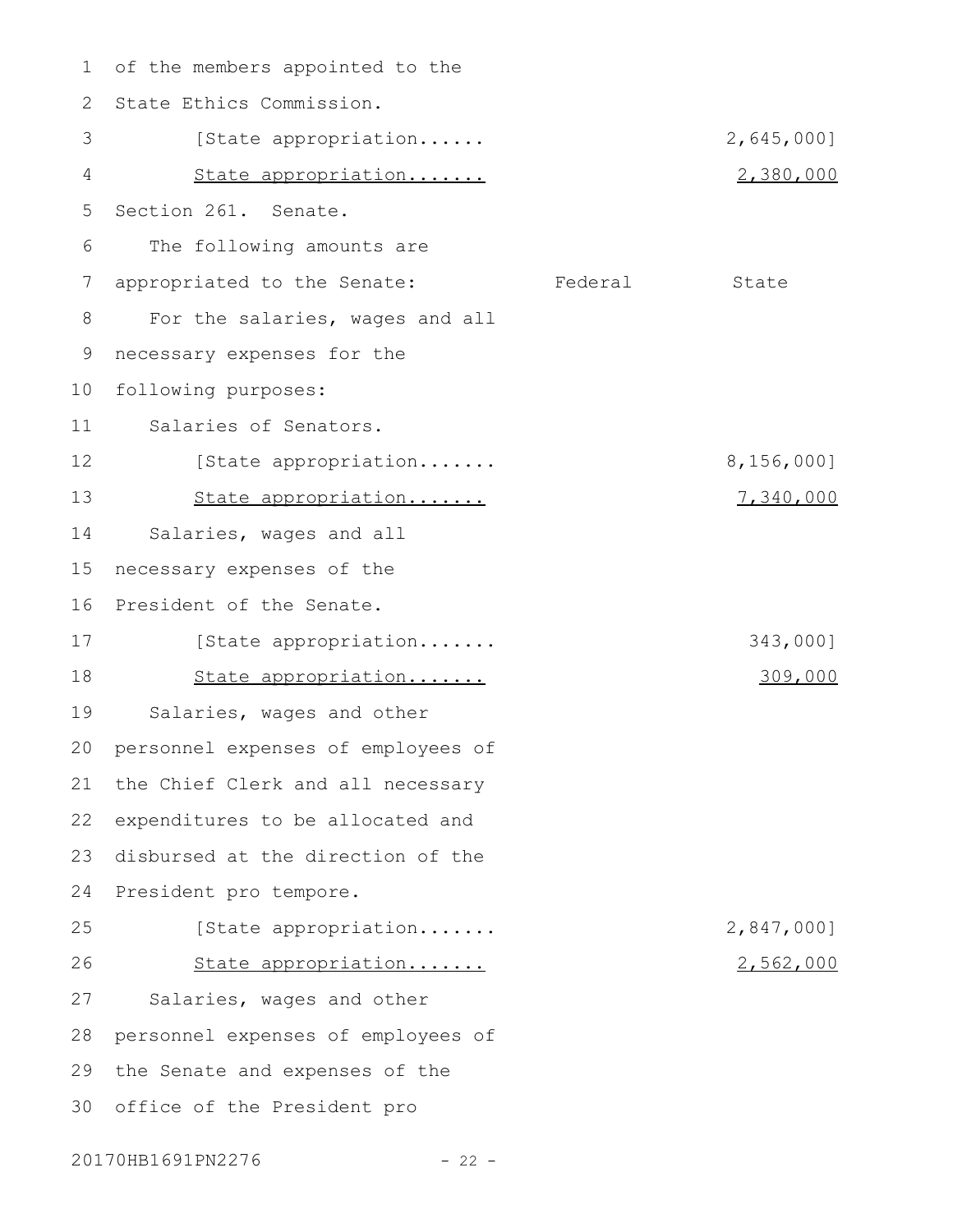of the members appointed to the State Ethics Commission.

[State appropriation...... 2,645,000]

State appropriation....... 2,380,000

Section 261. Senate.

The following amounts are appropriated to the Senate:

| | Federal | State |
|---|---|---|
| For the salaries, wages and all necessary expenses for the following purposes: | | |
| Salaries of Senators. | | |
| [State appropriation....... | | 8,156,000] |
| State appropriation....... | | 7,340,000 |
| Salaries, wages and all necessary expenses of the President of the Senate. | | |
| [State appropriation....... | | 343,000] |
| State appropriation....... | | 309,000 |
| Salaries, wages and other personnel expenses of employees of the Chief Clerk and all necessary expenditures to be allocated and disbursed at the direction of the President pro tempore. | | |
| [State appropriation....... | | 2,847,000] |
| State appropriation....... | | 2,562,000 |
| Salaries, wages and other personnel expenses of employees of the Senate and expenses of the office of the President pro | | |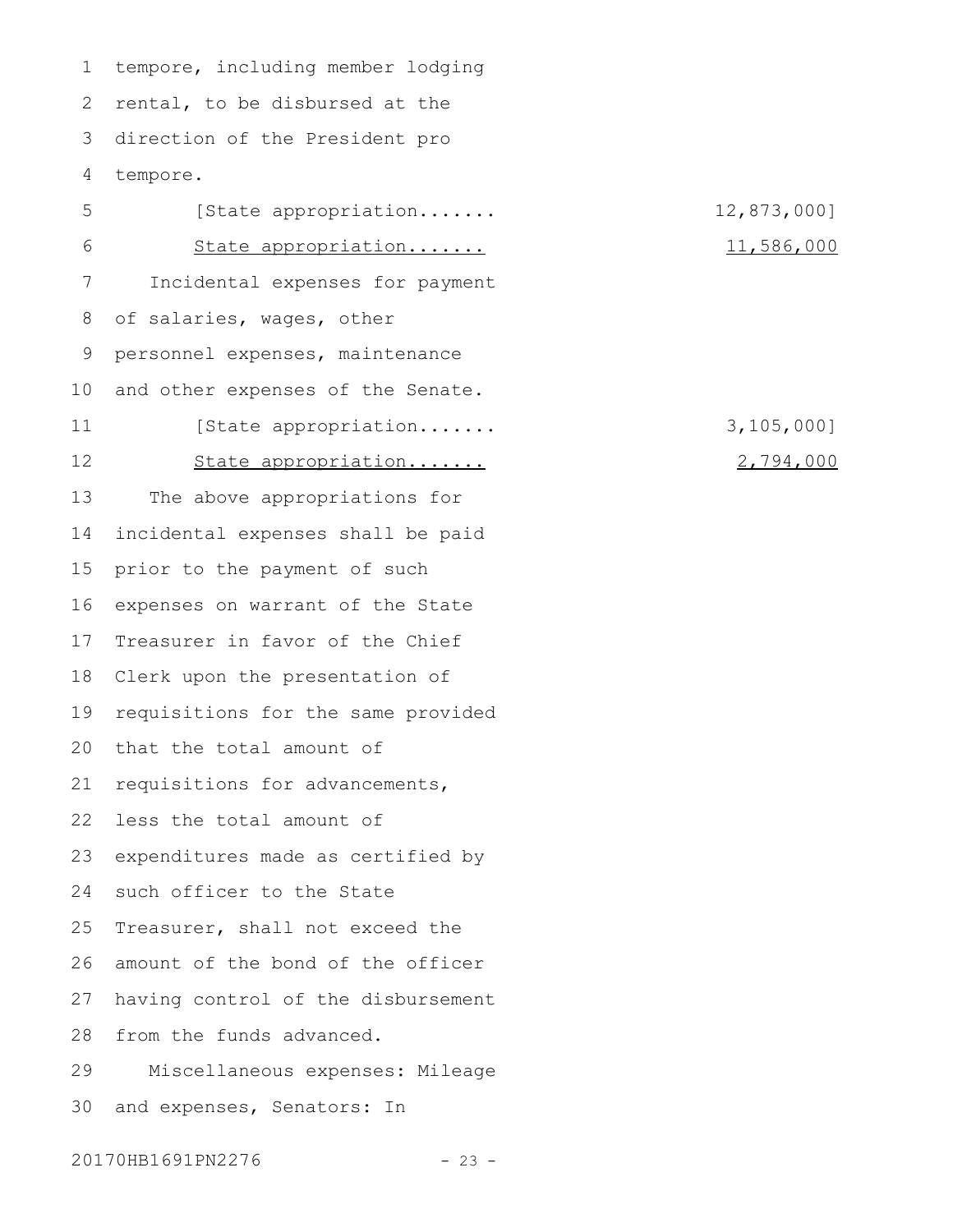tempore, including member lodging rental, to be disbursed at the direction of the President pro tempore.

[State appropriation....... 12,873,000]

State appropriation....... 11,586,000

Incidental expenses for payment of salaries, wages, other personnel expenses, maintenance and other expenses of the Senate.

[State appropriation....... 3,105,000]

State appropriation....... 2,794,000

The above appropriations for incidental expenses shall be paid prior to the payment of such expenses on warrant of the State Treasurer in favor of the Chief Clerk upon the presentation of requisitions for the same provided that the total amount of requisitions for advancements, less the total amount of expenditures made as certified by such officer to the State Treasurer, shall not exceed the amount of the bond of the officer having control of the disbursement from the funds advanced.

Miscellaneous expenses: Mileage and expenses, Senators: In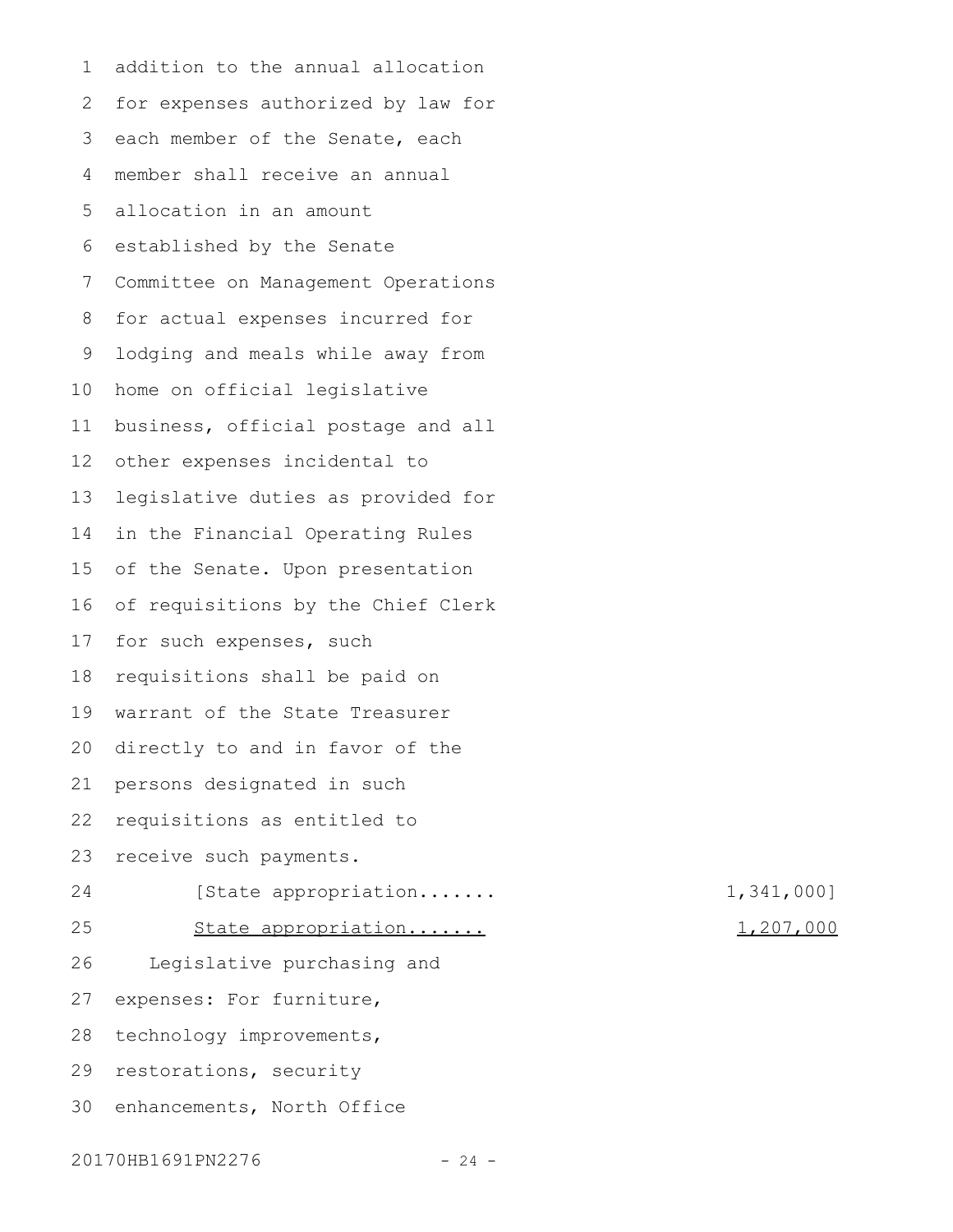addition to the annual allocation for expenses authorized by law for each member of the Senate, each member shall receive an annual allocation in an amount established by the Senate Committee on Management Operations for actual expenses incurred for lodging and meals while away from home on official legislative business, official postage and all other expenses incidental to legislative duties as provided for in the Financial Operating Rules of the Senate. Upon presentation of requisitions by the Chief Clerk for such expenses, such requisitions shall be paid on warrant of the State Treasurer directly to and in favor of the persons designated in such requisitions as entitled to receive such payments.

[State appropriation....... 1,341,000]

<u>State appropriation....... 1,207,000</u>

Legislative purchasing and expenses: For furniture, technology improvements, restorations, security enhancements, North Office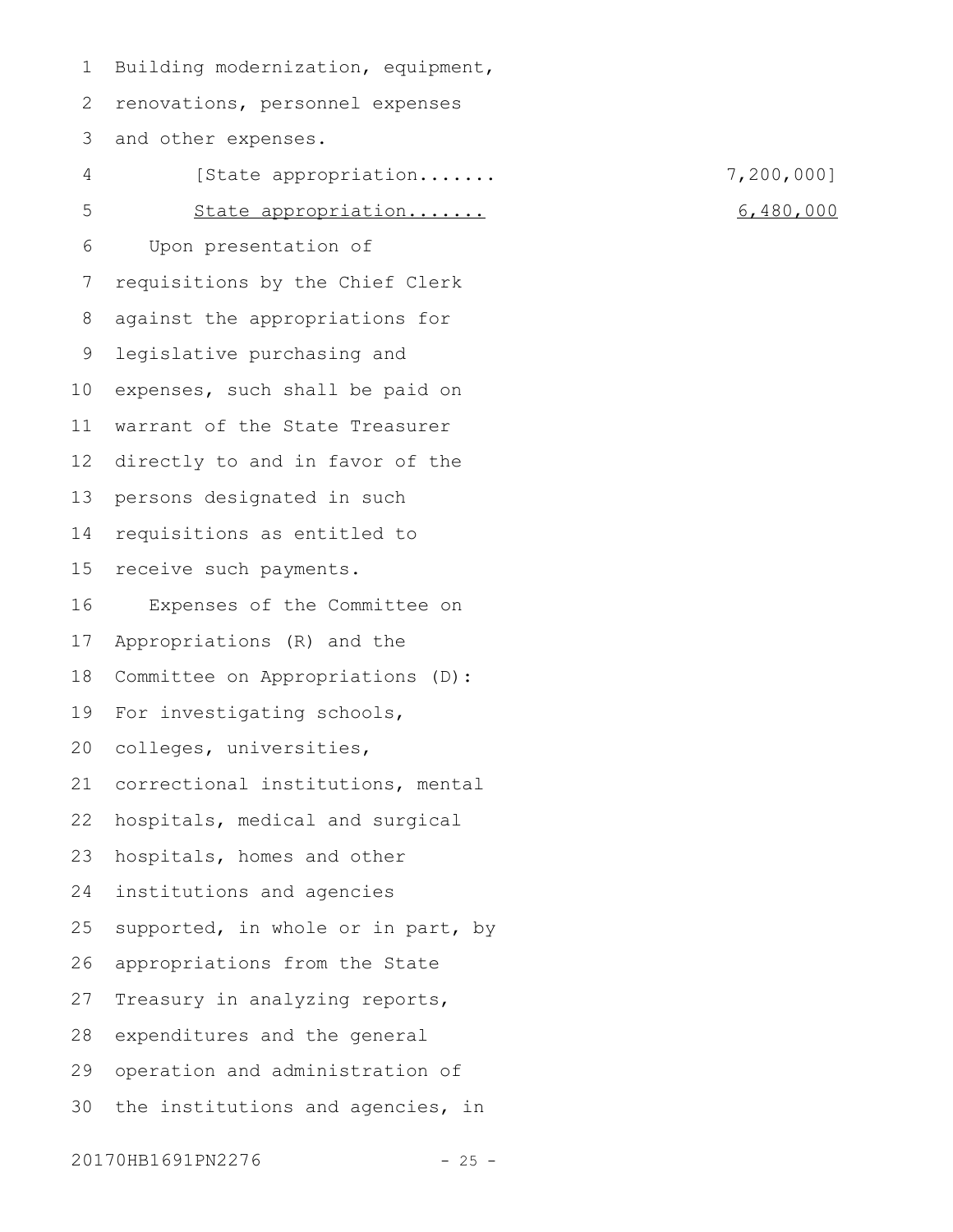Building modernization, equipment, renovations, personnel expenses and other expenses.

[State appropriation....... 7,200,000]

<u>State appropriation....... 6,480,000</u>

Upon presentation of requisitions by the Chief Clerk against the appropriations for legislative purchasing and expenses, such shall be paid on warrant of the State Treasurer directly to and in favor of the persons designated in such requisitions as entitled to receive such payments.

Expenses of the Committee on Appropriations (R) and the Committee on Appropriations (D): For investigating schools, colleges, universities, correctional institutions, mental hospitals, medical and surgical hospitals, homes and other institutions and agencies supported, in whole or in part, by appropriations from the State Treasury in analyzing reports, expenditures and the general operation and administration of the institutions and agencies, in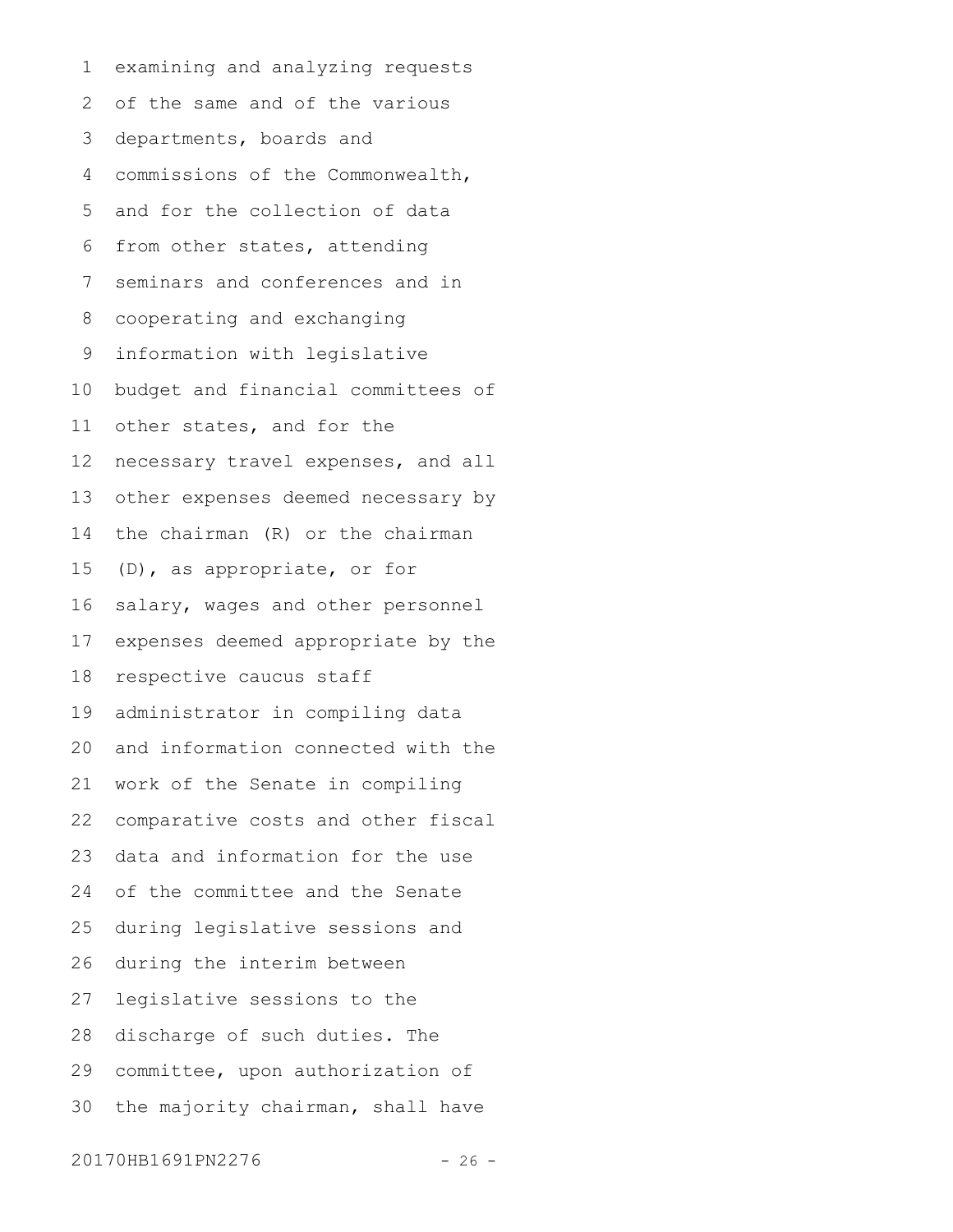examining and analyzing requests of the same and of the various departments, boards and commissions of the Commonwealth, and for the collection of data from other states, attending seminars and conferences and in cooperating and exchanging information with legislative budget and financial committees of other states, and for the necessary travel expenses, and all other expenses deemed necessary by the chairman (R) or the chairman (D), as appropriate, or for salary, wages and other personnel expenses deemed appropriate by the respective caucus staff administrator in compiling data and information connected with the work of the Senate in compiling comparative costs and other fiscal data and information for the use of the committee and the Senate during legislative sessions and during the interim between legislative sessions to the discharge of such duties. The committee, upon authorization of the majority chairman, shall have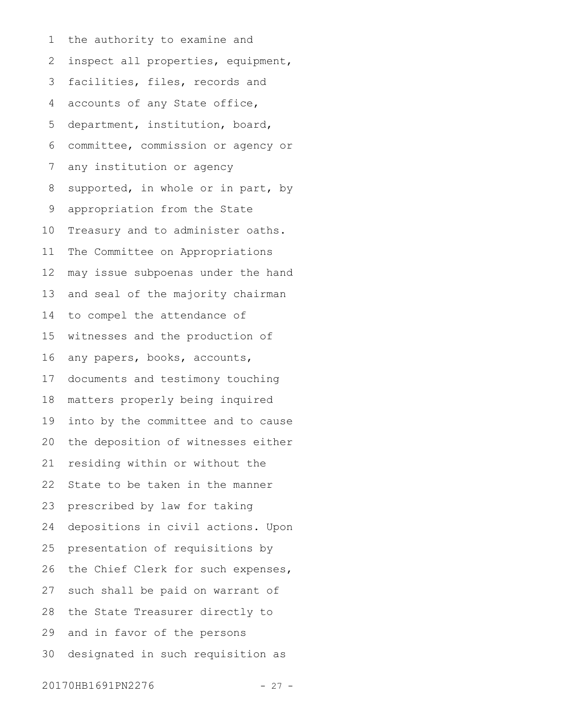the authority to examine and inspect all properties, equipment, facilities, files, records and accounts of any State office, department, institution, board, committee, commission or agency or any institution or agency supported, in whole or in part, by appropriation from the State Treasury and to administer oaths. The Committee on Appropriations may issue subpoenas under the hand and seal of the majority chairman to compel the attendance of witnesses and the production of any papers, books, accounts, documents and testimony touching matters properly being inquired into by the committee and to cause the deposition of witnesses either residing within or without the State to be taken in the manner prescribed by law for taking depositions in civil actions. Upon presentation of requisitions by the Chief Clerk for such expenses, such shall be paid on warrant of the State Treasurer directly to and in favor of the persons designated in such requisition as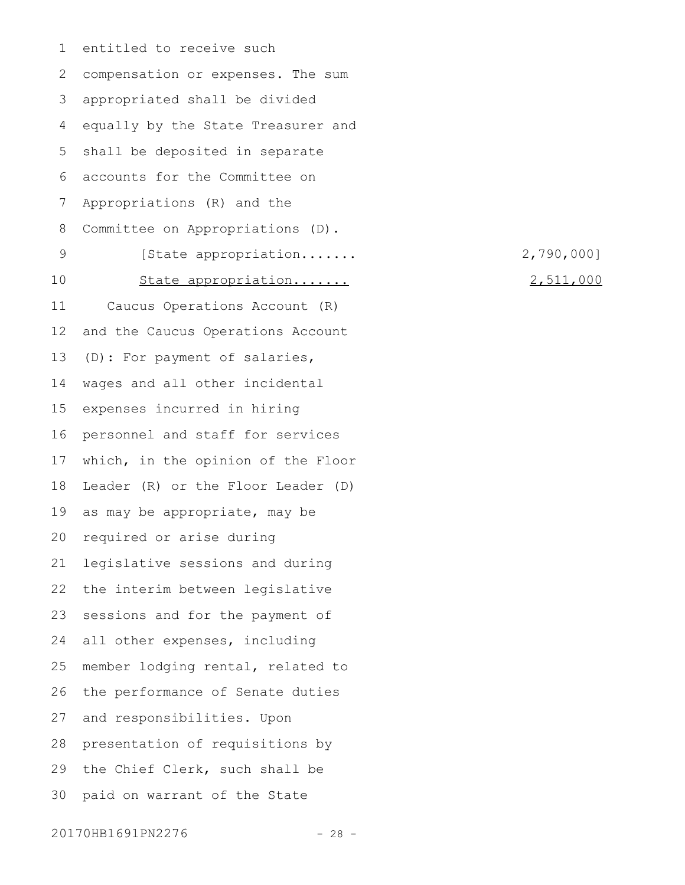entitled to receive such compensation or expenses. The sum appropriated shall be divided equally by the State Treasurer and shall be deposited in separate accounts for the Committee on Appropriations (R) and the Committee on Appropriations (D).

[State appropriation....... 2,790,000]

<u>State appropriation....... 2,511,000</u>

Caucus Operations Account (R) and the Caucus Operations Account (D): For payment of salaries, wages and all other incidental expenses incurred in hiring personnel and staff for services which, in the opinion of the Floor Leader (R) or the Floor Leader (D) as may be appropriate, may be required or arise during legislative sessions and during the interim between legislative sessions and for the payment of all other expenses, including member lodging rental, related to the performance of Senate duties and responsibilities. Upon presentation of requisitions by the Chief Clerk, such shall be paid on warrant of the State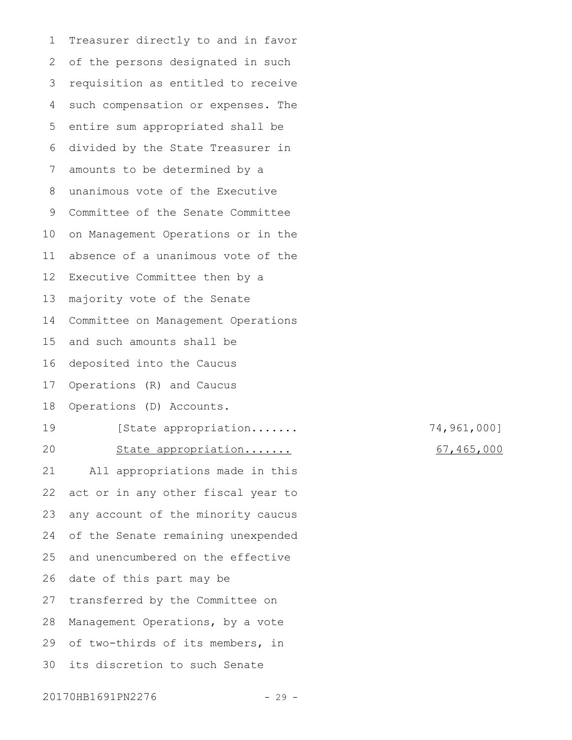Treasurer directly to and in favor of the persons designated in such requisition as entitled to receive such compensation or expenses. The entire sum appropriated shall be divided by the State Treasurer in amounts to be determined by a unanimous vote of the Executive Committee of the Senate Committee on Management Operations or in the absence of a unanimous vote of the Executive Committee then by a majority vote of the Senate Committee on Management Operations and such amounts shall be deposited into the Caucus Operations (R) and Caucus Operations (D) Accounts.

[State appropriation....... 74,961,000]

<u>State appropriation....... 67,465,000</u>

All appropriations made in this act or in any other fiscal year to any account of the minority caucus of the Senate remaining unexpended and unencumbered on the effective date of this part may be transferred by the Committee on Management Operations, by a vote of two-thirds of its members, in its discretion to such Senate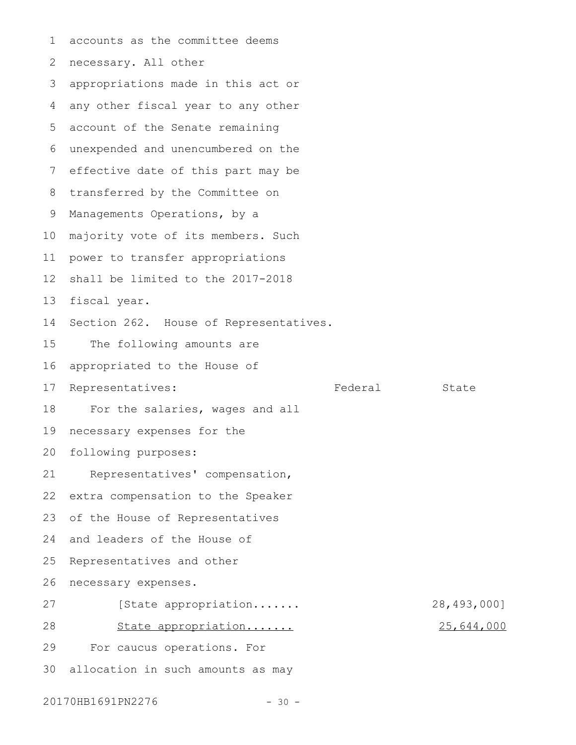accounts as the committee deems necessary. All other appropriations made in this act or any other fiscal year to any other account of the Senate remaining unexpended and unencumbered on the effective date of this part may be transferred by the Committee on Managements Operations, by a majority vote of its members. Such power to transfer appropriations shall be limited to the 2017-2018 fiscal year.

Section 262. House of Representatives.

The following amounts are appropriated to the House of Representatives:

| | Federal | State |
|---|---|---|
| For the salaries, wages and all necessary expenses for the following purposes: | | |
| Representatives' compensation, extra compensation to the Speaker of the House of Representatives and leaders of the House of Representatives and other necessary expenses. | | |
| [State appropriation....... | | 28,493,000] |
| <u>State appropriation.......</u> | | <u>25,644,000</u> |

For caucus operations. For allocation in such amounts as may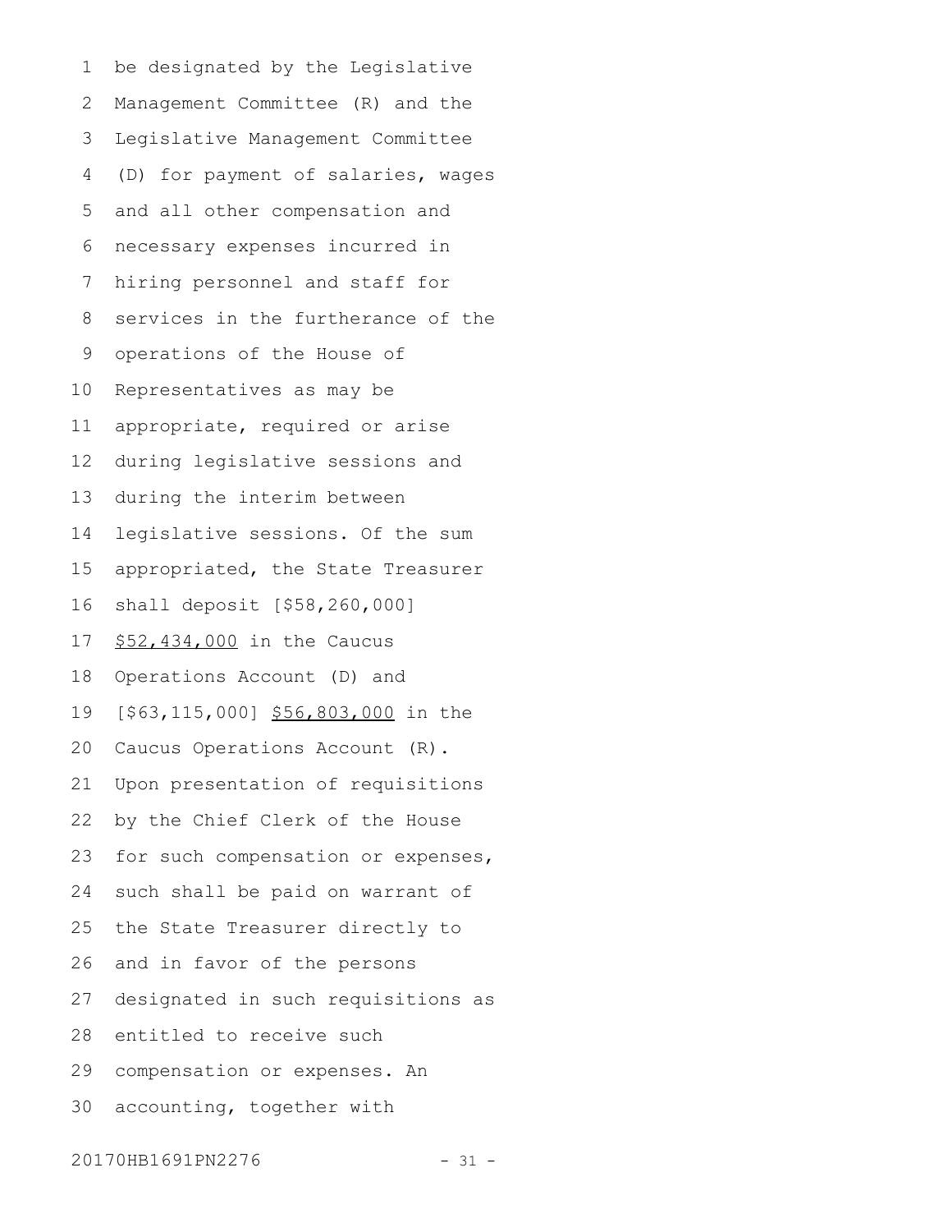be designated by the Legislative Management Committee (R) and the Legislative Management Committee (D) for payment of salaries, wages and all other compensation and necessary expenses incurred in hiring personnel and staff for services in the furtherance of the operations of the House of Representatives as may be appropriate, required or arise during legislative sessions and during the interim between legislative sessions. Of the sum appropriated, the State Treasurer shall deposit [$58,260,000] <u>$52,434,000</u> in the Caucus Operations Account (D) and [$63,115,000] <u>$56,803,000</u> in the Caucus Operations Account (R). Upon presentation of requisitions by the Chief Clerk of the House for such compensation or expenses, such shall be paid on warrant of the State Treasurer directly to and in favor of the persons designated in such requisitions as entitled to receive such compensation or expenses. An accounting, together with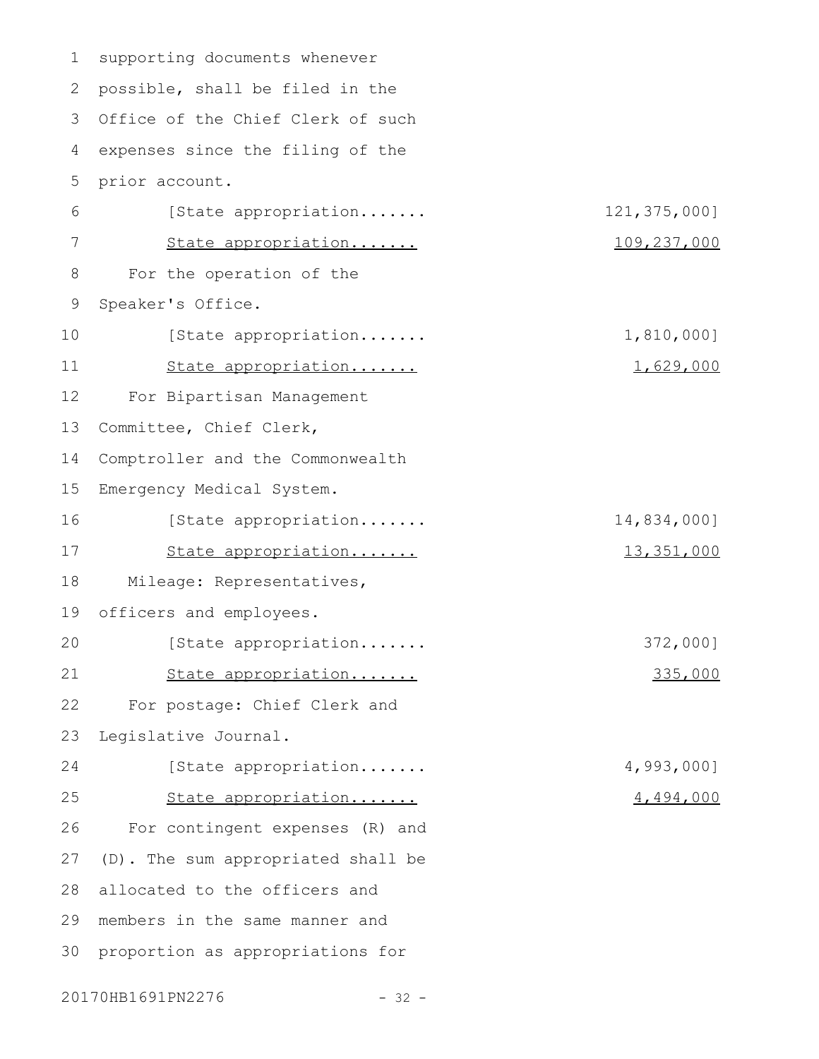supporting documents whenever possible, shall be filed in the Office of the Chief Clerk of such expenses since the filing of the prior account.

| | |
|---|---|
| [State appropriation....... | 121,375,000] |
| State appropriation....... | 109,237,000 |

For the operation of the Speaker's Office.

| | |
|---|---|
| [State appropriation....... | 1,810,000] |
| State appropriation....... | 1,629,000 |

For Bipartisan Management Committee, Chief Clerk, Comptroller and the Commonwealth Emergency Medical System.

| | |
|---|---|
| [State appropriation....... | 14,834,000] |
| State appropriation....... | 13,351,000 |

Mileage: Representatives, officers and employees.

| | |
|---|---|
| [State appropriation....... | 372,000] |
| State appropriation....... | 335,000 |

For postage: Chief Clerk and Legislative Journal.

| | |
|---|---|
| [State appropriation....... | 4,993,000] |
| State appropriation....... | 4,494,000 |

For contingent expenses (R) and (D). The sum appropriated shall be allocated to the officers and members in the same manner and proportion as appropriations for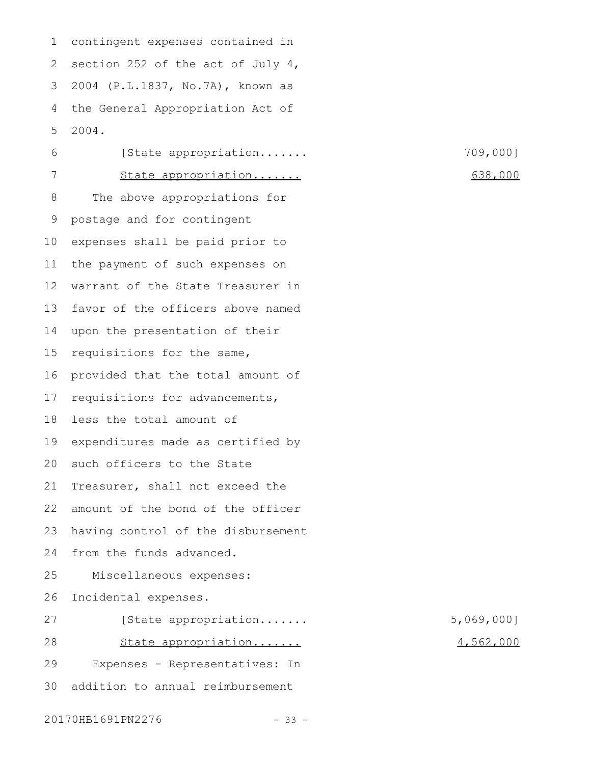contingent expenses contained in section 252 of the act of July 4, 2004 (P.L.1837, No.7A), known as the General Appropriation Act of 2004.

[State appropriation....... 709,000]

<u>State appropriation....... 638,000</u>

The above appropriations for postage and for contingent expenses shall be paid prior to the payment of such expenses on warrant of the State Treasurer in favor of the officers above named upon the presentation of their requisitions for the same, provided that the total amount of requisitions for advancements, less the total amount of expenditures made as certified by such officers to the State Treasurer, shall not exceed the amount of the bond of the officer having control of the disbursement from the funds advanced.

Miscellaneous expenses: Incidental expenses.

[State appropriation....... 5,069,000]

<u>State appropriation....... 4,562,000</u>

Expenses - Representatives: In addition to annual reimbursement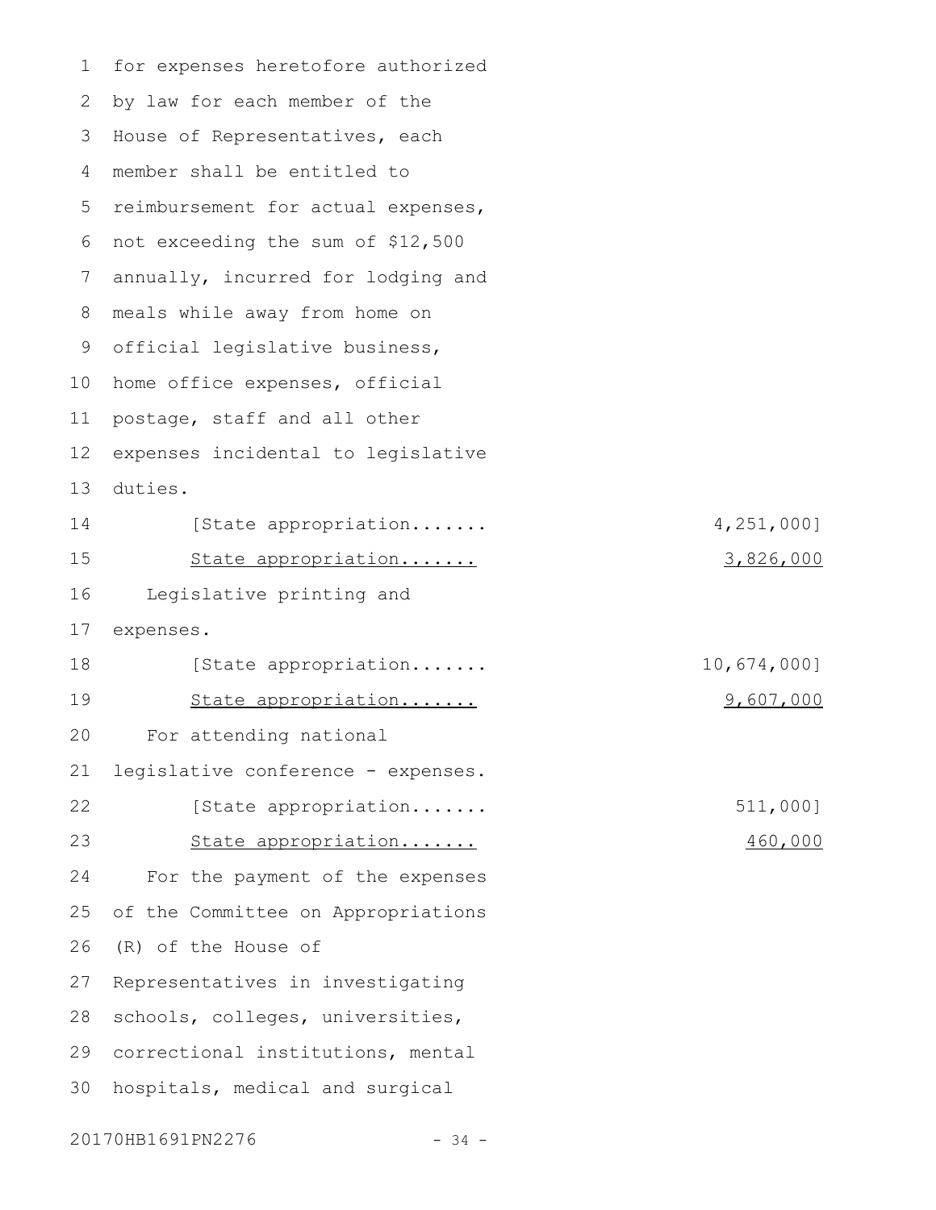for expenses heretofore authorized by law for each member of the House of Representatives, each member shall be entitled to reimbursement for actual expenses, not exceeding the sum of $12,500 annually, incurred for lodging and meals while away from home on official legislative business, home office expenses, official postage, staff and all other expenses incidental to legislative duties.

| | |
|---|---|
| [State appropriation....... | 4,251,000] |
| <u>State appropriation.......</u> | <u>3,826,000</u> |

Legislative printing and expenses.

| | |
|---|---|
| [State appropriation....... | 10,674,000] |
| <u>State appropriation.......</u> | <u>9,607,000</u> |

For attending national legislative conference - expenses.

| | |
|---|---|
| [State appropriation....... | 511,000] |
| <u>State appropriation.......</u> | <u>460,000</u> |

For the payment of the expenses of the Committee on Appropriations (R) of the House of Representatives in investigating schools, colleges, universities, correctional institutions, mental hospitals, medical and surgical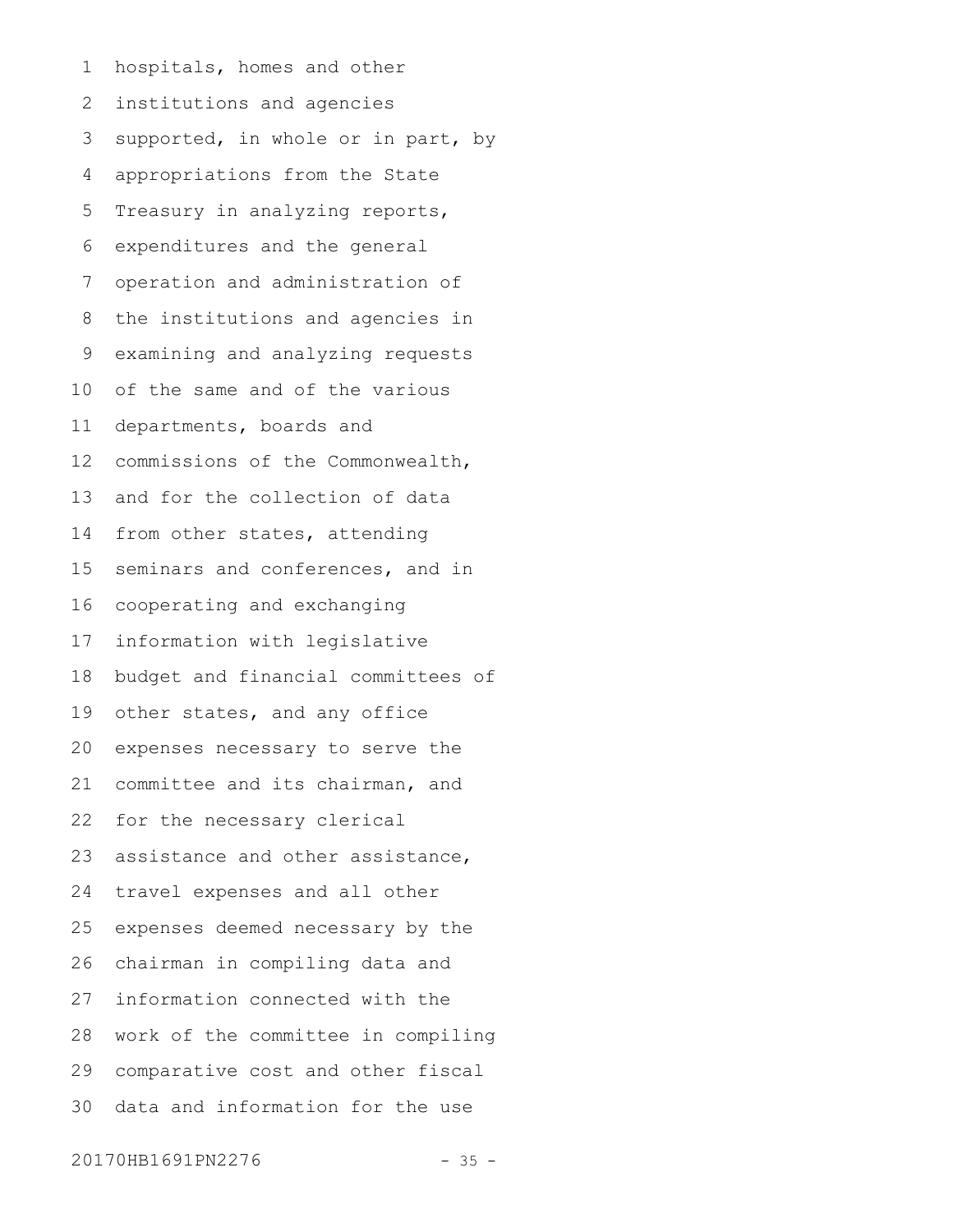hospitals, homes and other institutions and agencies supported, in whole or in part, by appropriations from the State Treasury in analyzing reports, expenditures and the general operation and administration of the institutions and agencies in examining and analyzing requests of the same and of the various departments, boards and commissions of the Commonwealth, and for the collection of data from other states, attending seminars and conferences, and in cooperating and exchanging information with legislative budget and financial committees of other states, and any office expenses necessary to serve the committee and its chairman, and for the necessary clerical assistance and other assistance, travel expenses and all other expenses deemed necessary by the chairman in compiling data and information connected with the work of the committee in compiling comparative cost and other fiscal data and information for the use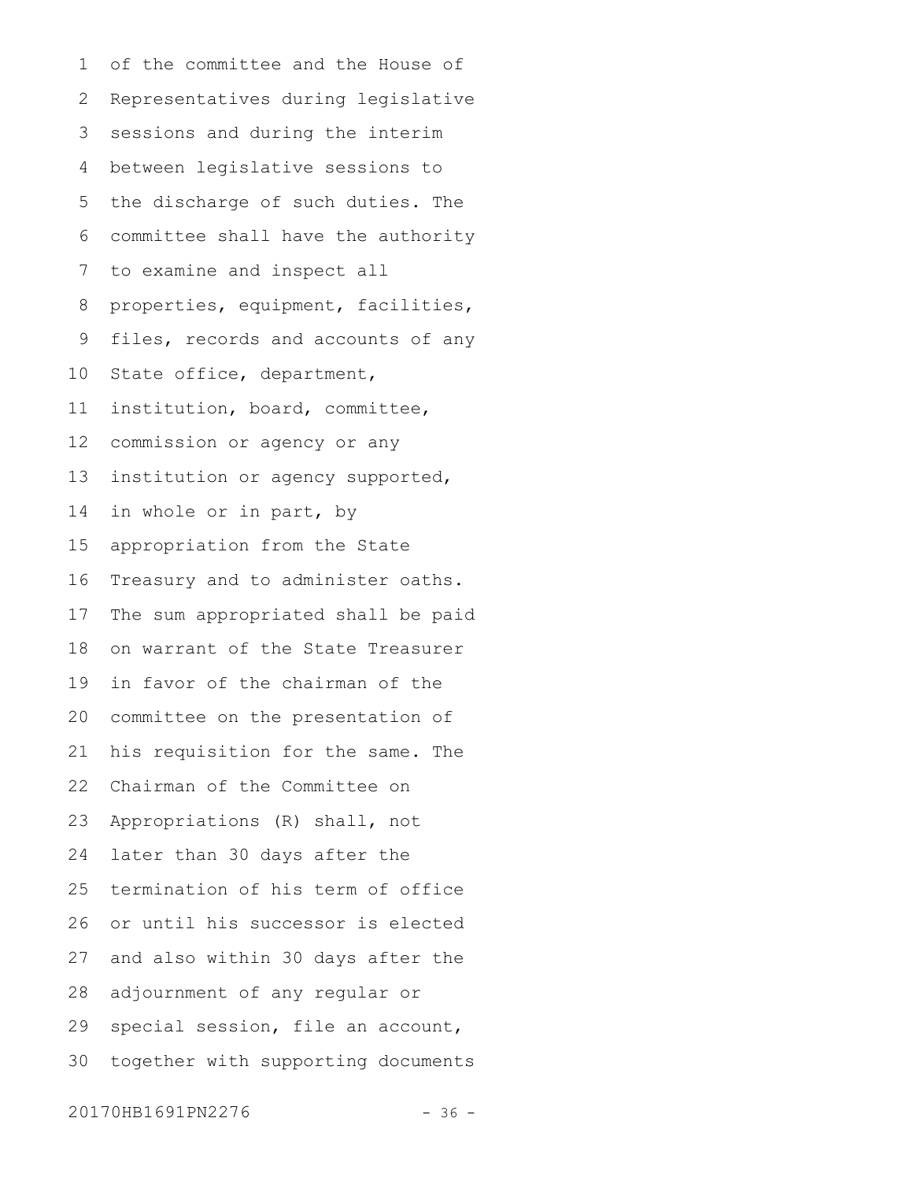of the committee and the House of Representatives during legislative sessions and during the interim between legislative sessions to the discharge of such duties. The committee shall have the authority to examine and inspect all properties, equipment, facilities, files, records and accounts of any State office, department, institution, board, committee, commission or agency or any institution or agency supported, in whole or in part, by appropriation from the State Treasury and to administer oaths. The sum appropriated shall be paid on warrant of the State Treasurer in favor of the chairman of the committee on the presentation of his requisition for the same. The Chairman of the Committee on Appropriations (R) shall, not later than 30 days after the termination of his term of office or until his successor is elected and also within 30 days after the adjournment of any regular or special session, file an account, together with supporting documents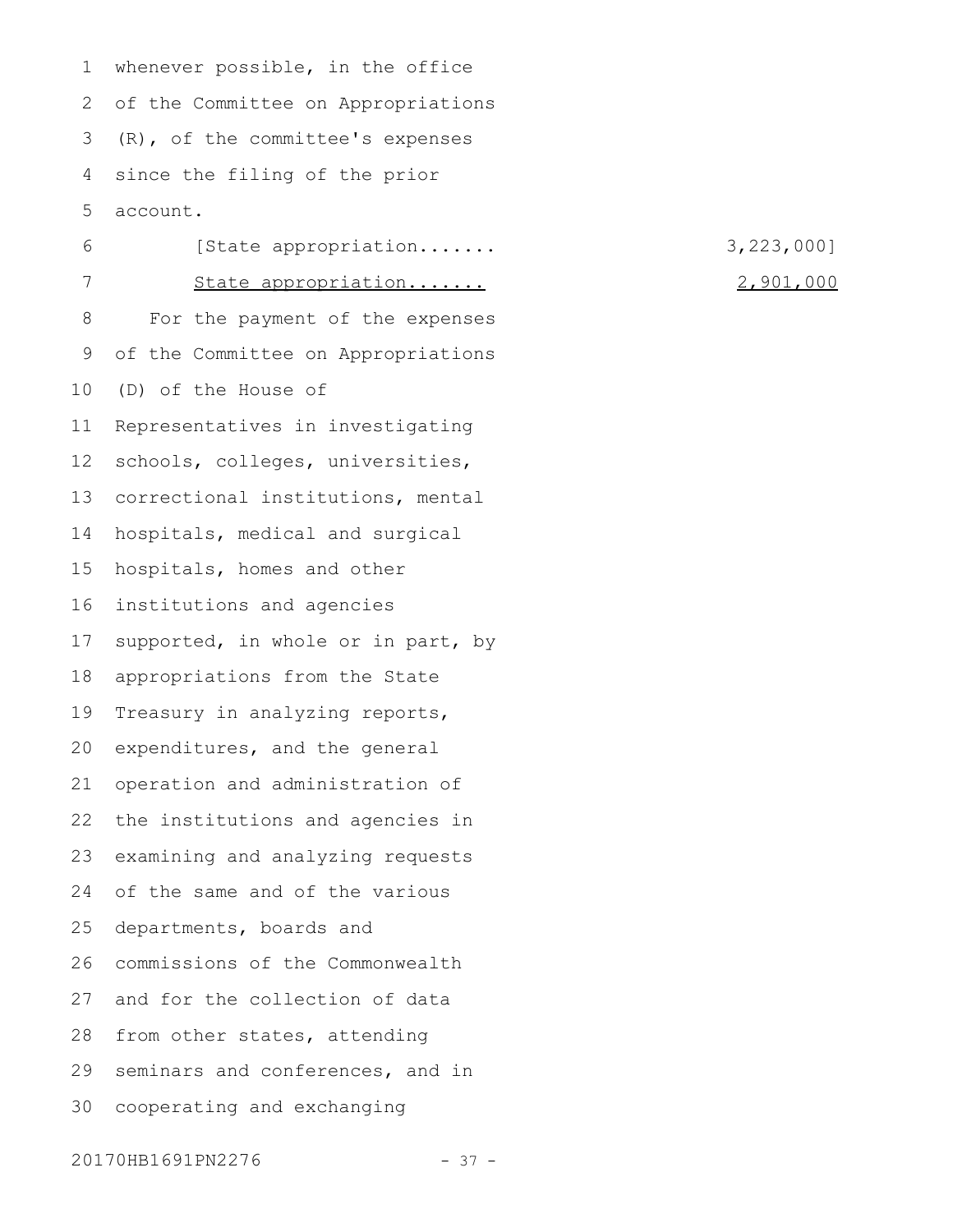whenever possible, in the office of the Committee on Appropriations (R), of the committee's expenses since the filing of the prior account.

[State appropriation....... 3,223,000]

<u>State appropriation.......</u> <u>2,901,000</u>

For the payment of the expenses of the Committee on Appropriations (D) of the House of Representatives in investigating schools, colleges, universities, correctional institutions, mental hospitals, medical and surgical hospitals, homes and other institutions and agencies supported, in whole or in part, by appropriations from the State Treasury in analyzing reports, expenditures, and the general operation and administration of the institutions and agencies in examining and analyzing requests of the same and of the various departments, boards and commissions of the Commonwealth and for the collection of data from other states, attending seminars and conferences, and in cooperating and exchanging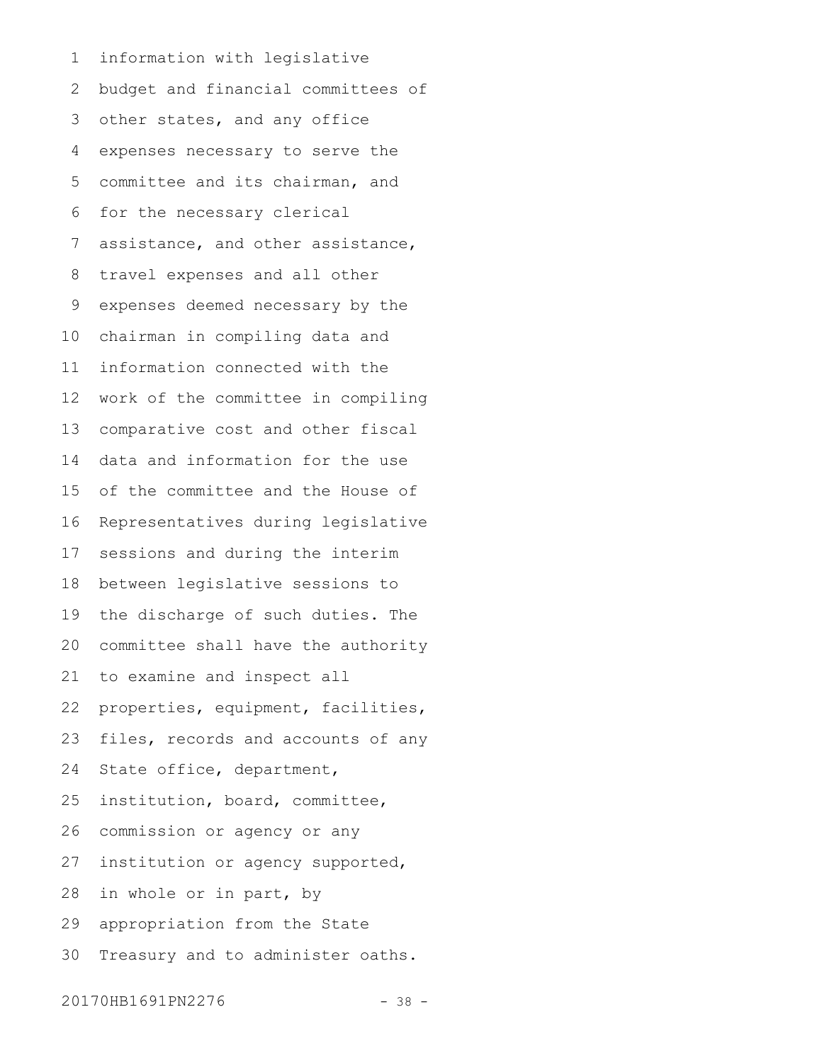information with legislative budget and financial committees of other states, and any office expenses necessary to serve the committee and its chairman, and for the necessary clerical assistance, and other assistance, travel expenses and all other expenses deemed necessary by the chairman in compiling data and information connected with the work of the committee in compiling comparative cost and other fiscal data and information for the use of the committee and the House of Representatives during legislative sessions and during the interim between legislative sessions to the discharge of such duties. The committee shall have the authority to examine and inspect all properties, equipment, facilities, files, records and accounts of any State office, department, institution, board, committee, commission or agency or any institution or agency supported, in whole or in part, by appropriation from the State Treasury and to administer oaths.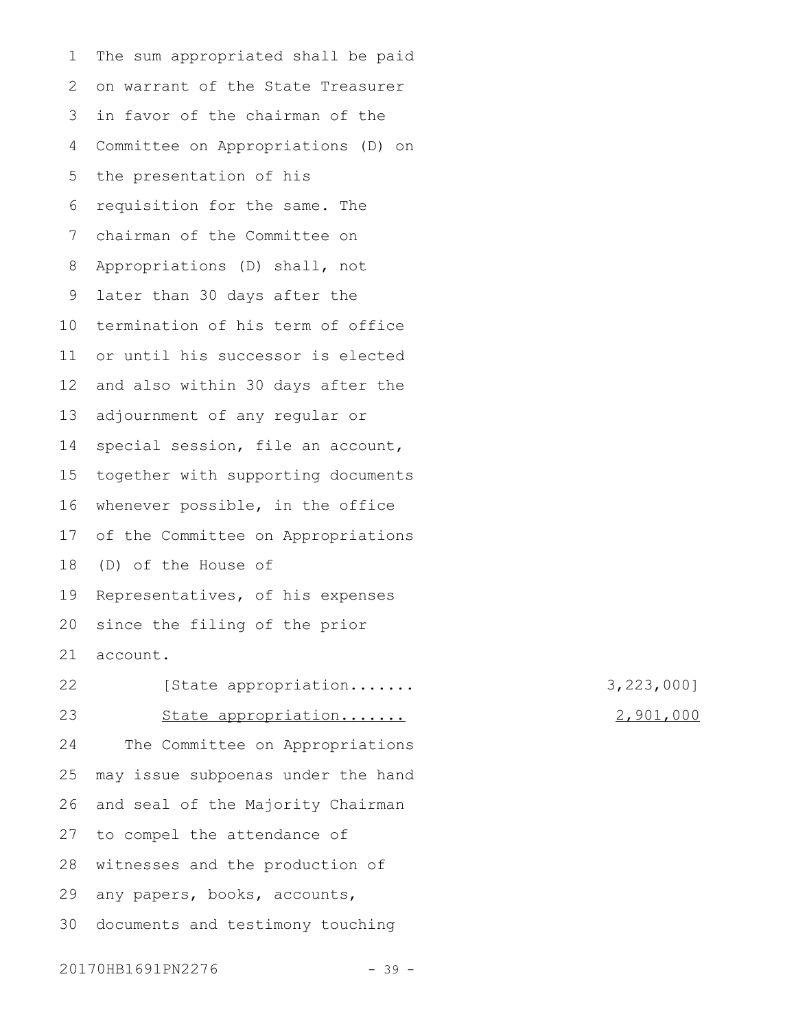The sum appropriated shall be paid on warrant of the State Treasurer in favor of the chairman of the Committee on Appropriations (D) on the presentation of his requisition for the same. The chairman of the Committee on Appropriations (D) shall, not later than 30 days after the termination of his term of office or until his successor is elected and also within 30 days after the adjournment of any regular or special session, file an account, together with supporting documents whenever possible, in the office of the Committee on Appropriations (D) of the House of Representatives, of his expenses since the filing of the prior account.

[State appropriation....... 3,223,000]

State appropriation....... 2,901,000

The Committee on Appropriations may issue subpoenas under the hand and seal of the Majority Chairman to compel the attendance of witnesses and the production of any papers, books, accounts, documents and testimony touching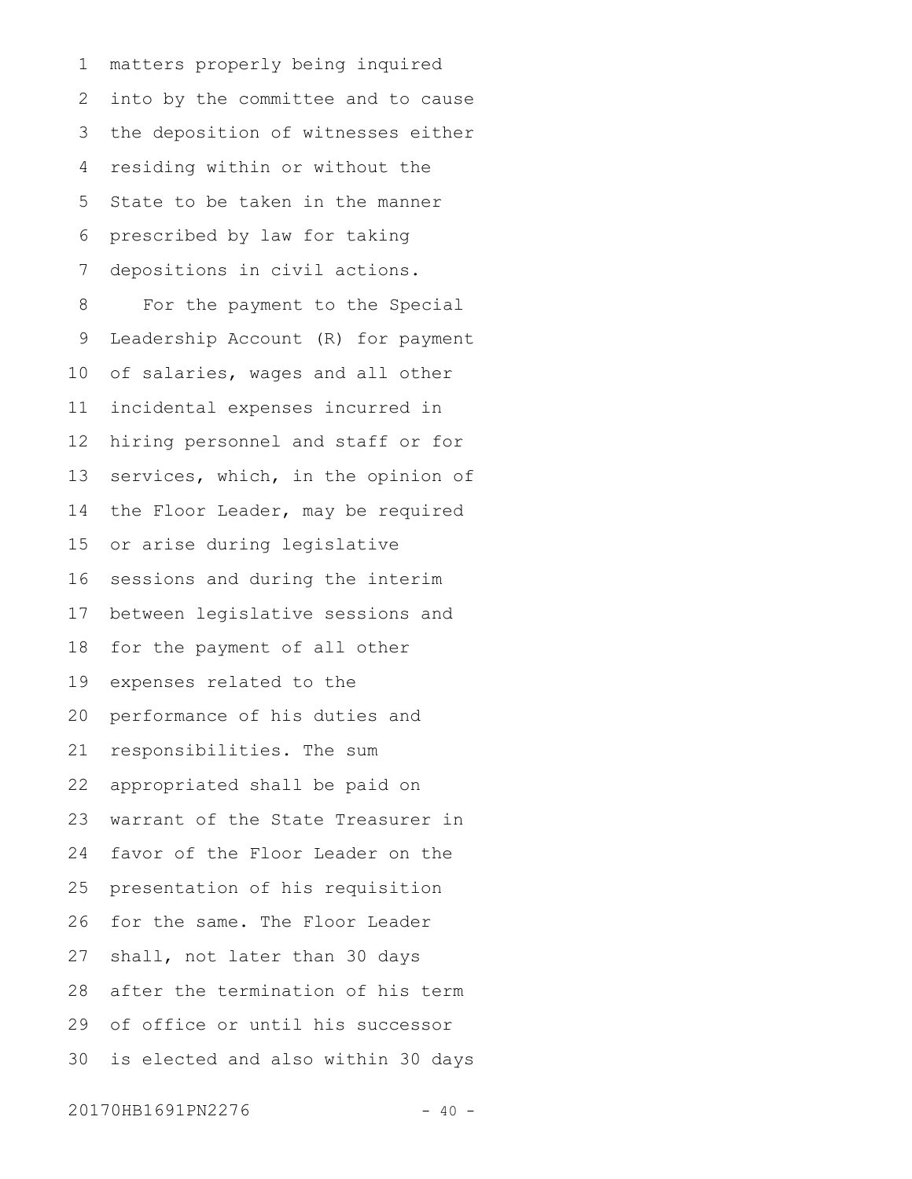matters properly being inquired into by the committee and to cause the deposition of witnesses either residing within or without the State to be taken in the manner prescribed by law for taking depositions in civil actions.

For the payment to the Special Leadership Account (R) for payment of salaries, wages and all other incidental expenses incurred in hiring personnel and staff or for services, which, in the opinion of the Floor Leader, may be required or arise during legislative sessions and during the interim between legislative sessions and for the payment of all other expenses related to the performance of his duties and responsibilities. The sum appropriated shall be paid on warrant of the State Treasurer in favor of the Floor Leader on the presentation of his requisition for the same. The Floor Leader shall, not later than 30 days after the termination of his term of office or until his successor is elected and also within 30 days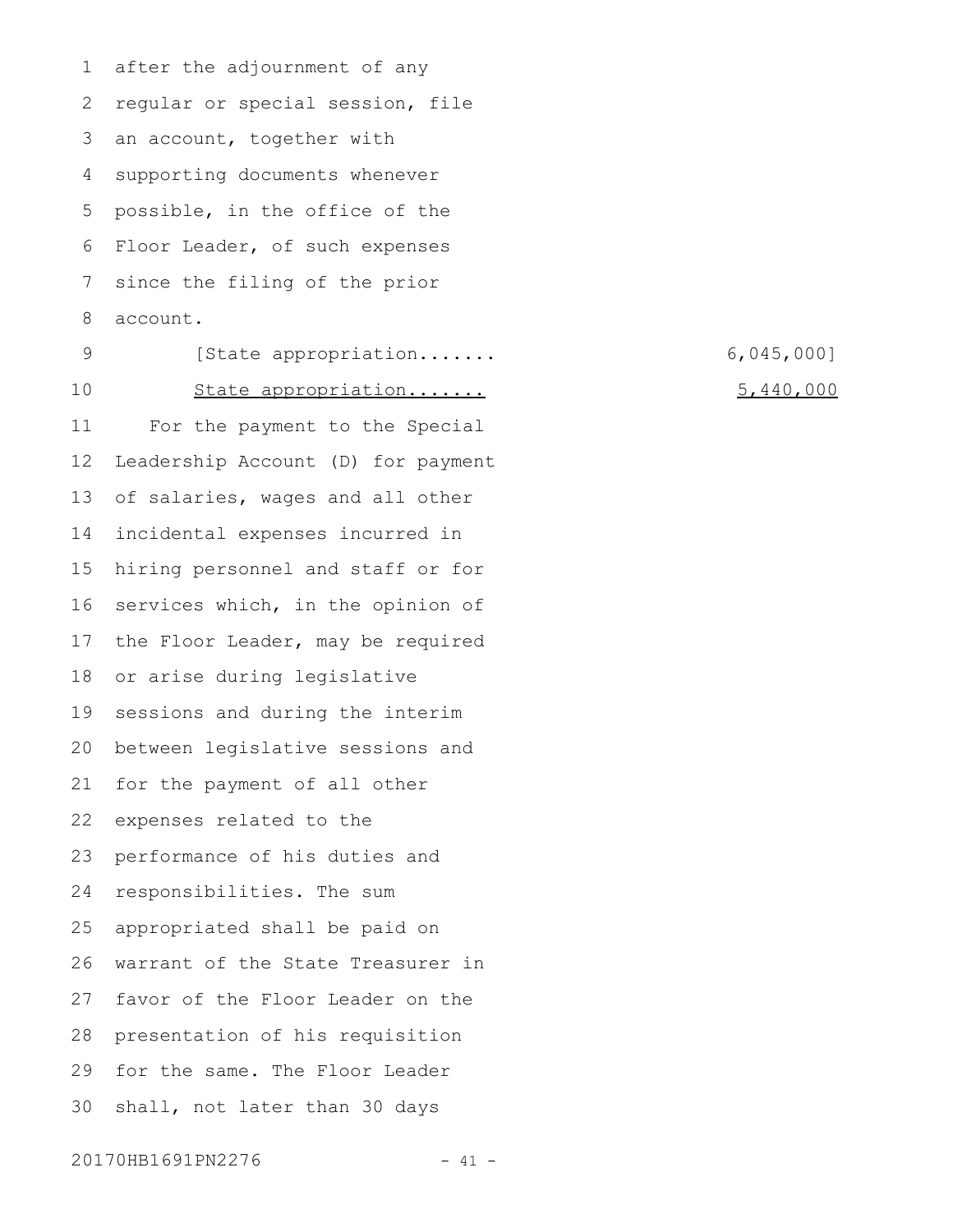after the adjournment of any regular or special session, file an account, together with supporting documents whenever possible, in the office of the Floor Leader, of such expenses since the filing of the prior account.

[State appropriation....... 6,045,000]

<u>State appropriation.......</u> <u>5,440,000</u>

For the payment to the Special Leadership Account (D) for payment of salaries, wages and all other incidental expenses incurred in hiring personnel and staff or for services which, in the opinion of the Floor Leader, may be required or arise during legislative sessions and during the interim between legislative sessions and for the payment of all other expenses related to the performance of his duties and responsibilities. The sum appropriated shall be paid on warrant of the State Treasurer in favor of the Floor Leader on the presentation of his requisition for the same. The Floor Leader shall, not later than 30 days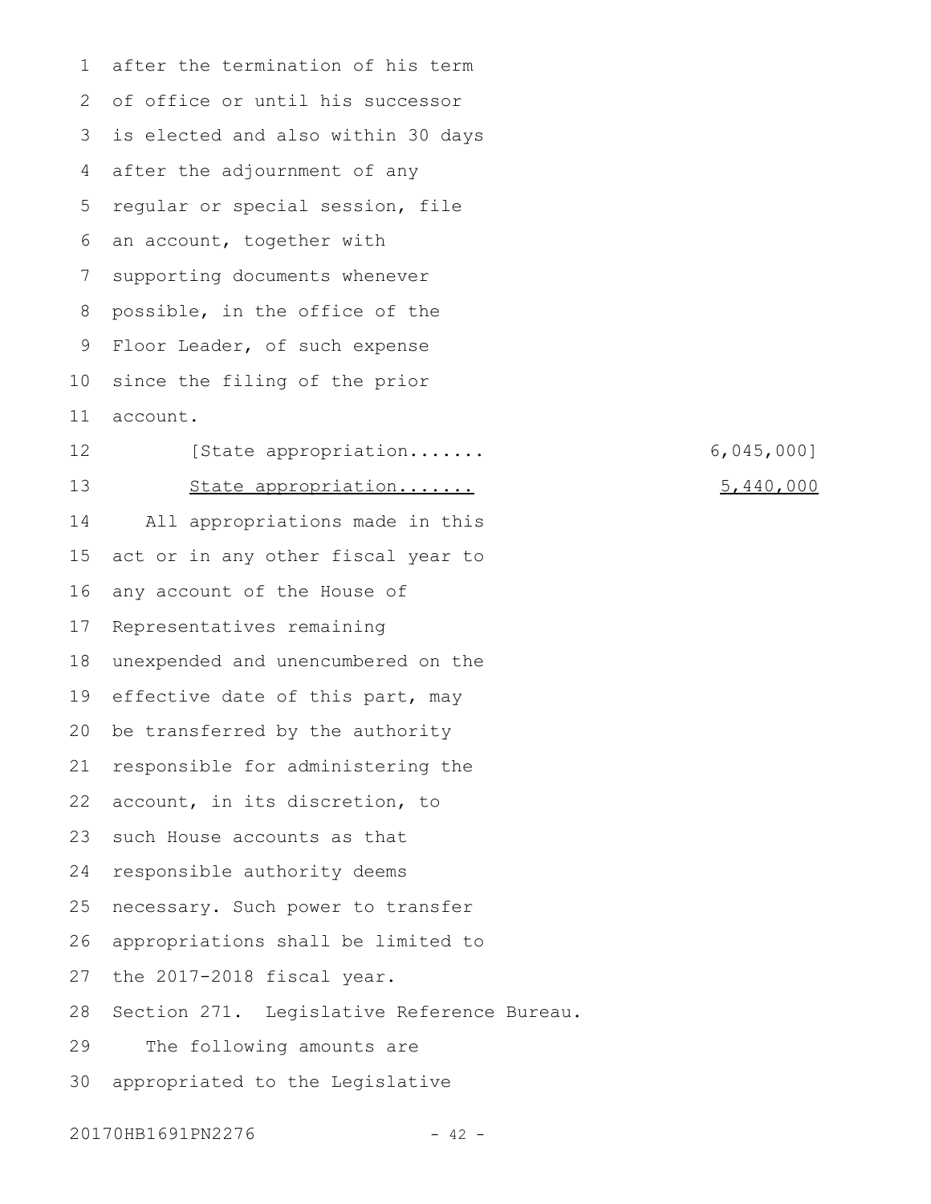after the termination of his term of office or until his successor is elected and also within 30 days after the adjournment of any regular or special session, file an account, together with supporting documents whenever possible, in the office of the Floor Leader, of such expense since the filing of the prior account.

[State appropriation....... 6,045,000]

<u>State appropriation....... 5,440,000</u>

All appropriations made in this act or in any other fiscal year to any account of the House of Representatives remaining unexpended and unencumbered on the effective date of this part, may be transferred by the authority responsible for administering the account, in its discretion, to such House accounts as that responsible authority deems necessary. Such power to transfer appropriations shall be limited to the 2017-2018 fiscal year.

Section 271. Legislative Reference Bureau.

The following amounts are appropriated to the Legislative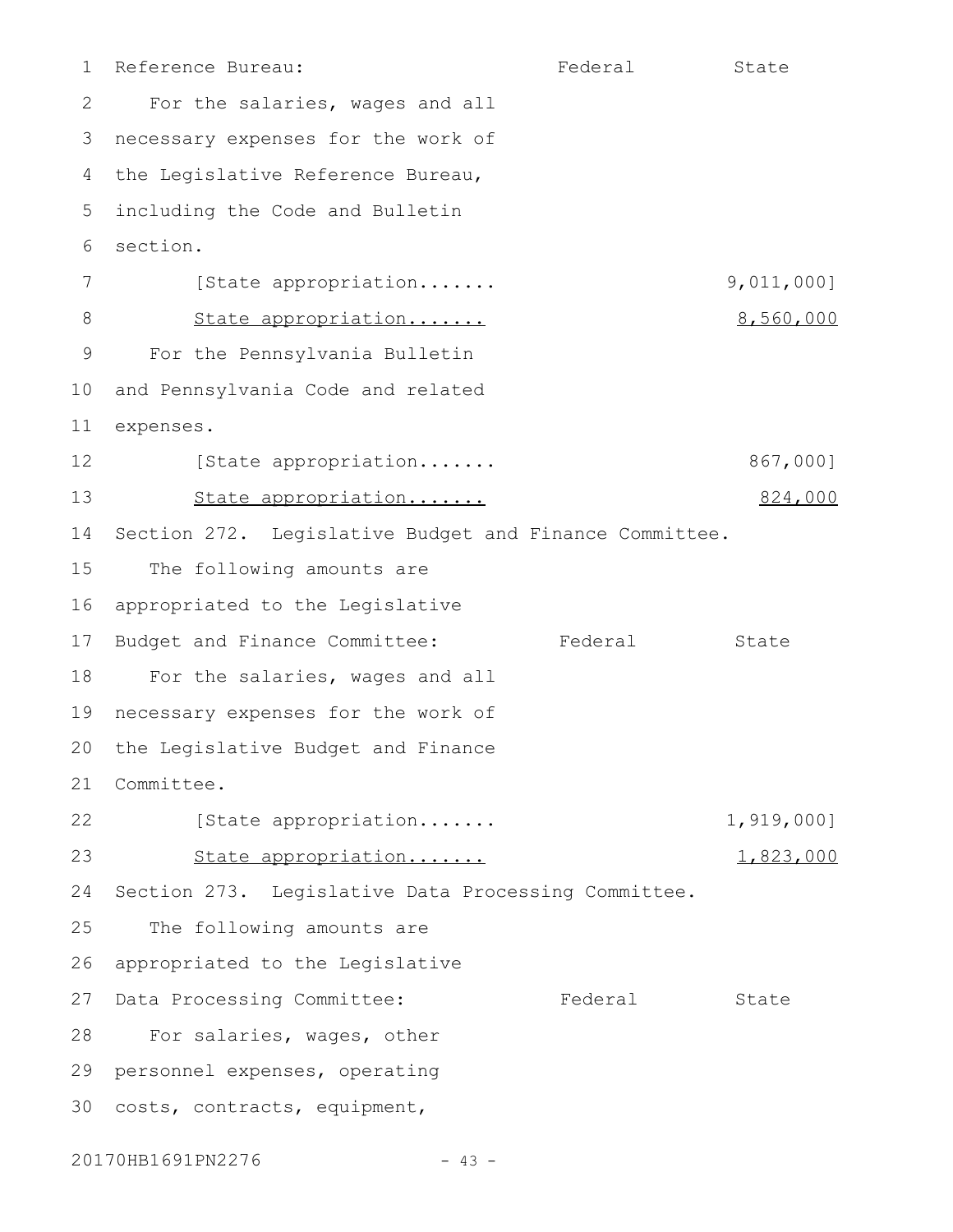| Reference Bureau: | Federal | State |
|---|---|---|
| For the salaries, wages and all necessary expenses for the work of the Legislative Reference Bureau, including the Code and Bulletin section. | | |
| [State appropriation....... | | 9,011,000] |
| <u>State appropriation.......</u> | | <u>8,560,000</u> |
| For the Pennsylvania Bulletin and Pennsylvania Code and related expenses. | | |
| [State appropriation....... | | 867,000] |
| <u>State appropriation.......</u> | | <u>824,000</u> |

Section 272. Legislative Budget and Finance Committee.

| The following amounts are appropriated to the Legislative Budget and Finance Committee: | Federal | State |
|---|---|---|
| For the salaries, wages and all necessary expenses for the work of the Legislative Budget and Finance Committee. | | |
| [State appropriation....... | | 1,919,000] |
| <u>State appropriation.......</u> | | <u>1,823,000</u> |

Section 273. Legislative Data Processing Committee.

| The following amounts are appropriated to the Legislative Data Processing Committee: | Federal | State |
|---|---|---|
| For salaries, wages, other personnel expenses, operating costs, contracts, equipment, | | |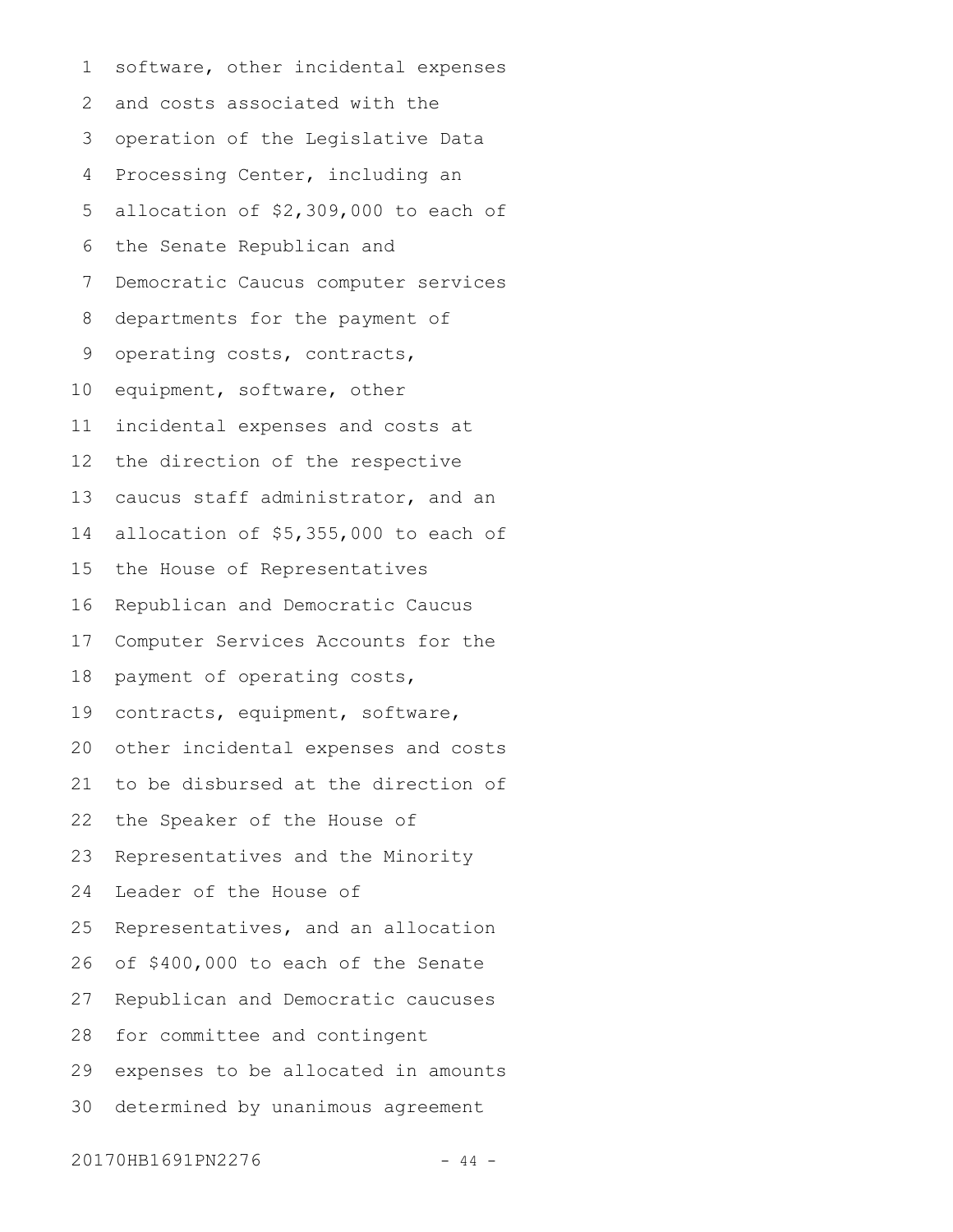software, other incidental expenses and costs associated with the operation of the Legislative Data Processing Center, including an allocation of $2,309,000 to each of the Senate Republican and Democratic Caucus computer services departments for the payment of operating costs, contracts, equipment, software, other incidental expenses and costs at the direction of the respective caucus staff administrator, and an allocation of $5,355,000 to each of the House of Representatives Republican and Democratic Caucus Computer Services Accounts for the payment of operating costs, contracts, equipment, software, other incidental expenses and costs to be disbursed at the direction of the Speaker of the House of Representatives and the Minority Leader of the House of Representatives, and an allocation of $400,000 to each of the Senate Republican and Democratic caucuses for committee and contingent expenses to be allocated in amounts determined by unanimous agreement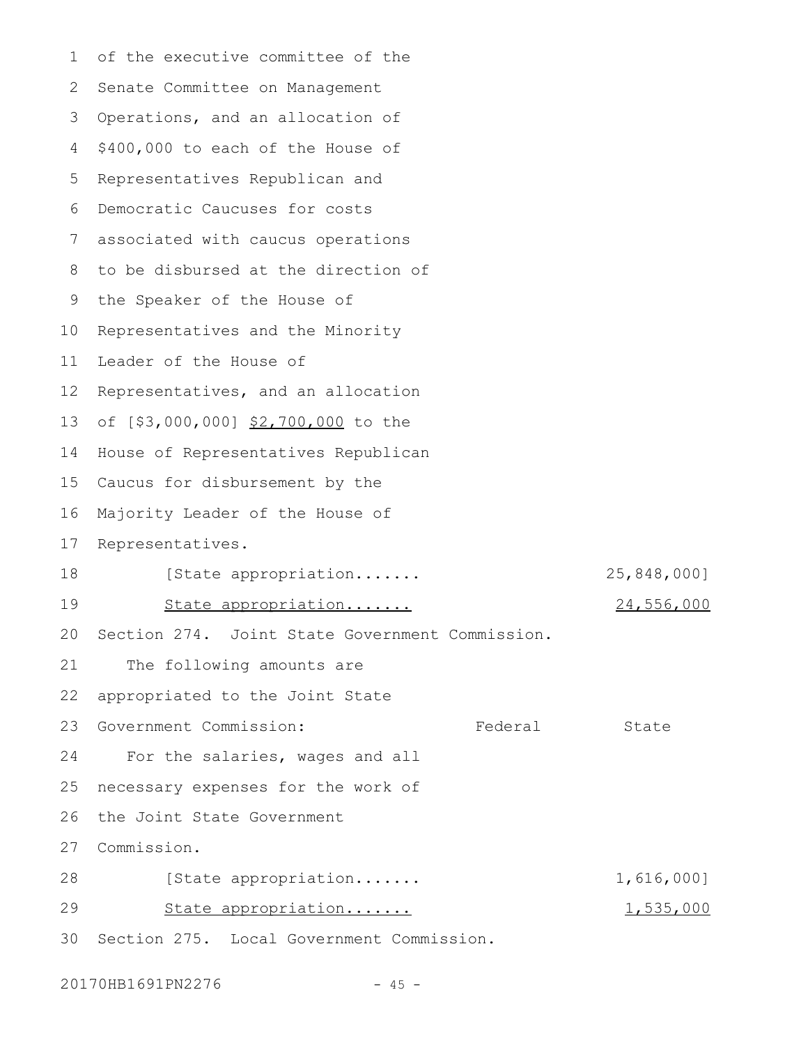of the executive committee of the Senate Committee on Management Operations, and an allocation of $400,000 to each of the House of Representatives Republican and Democratic Caucuses for costs associated with caucus operations to be disbursed at the direction of the Speaker of the House of Representatives and the Minority Leader of the House of Representatives, and an allocation of [$3,000,000] <u>$2,700,000</u> to the House of Representatives Republican Caucus for disbursement by the Majority Leader of the House of Representatives.

| | Federal | State |
|---|---|---|
| [State appropriation....... | | 25,848,000] |
| <u>State appropriation.......</u> | | <u>24,556,000</u> |

Section 274. Joint State Government Commission.

The following amounts are appropriated to the Joint State Government Commission:

| | Federal | State |
|---|---|---|
| For the salaries, wages and all necessary expenses for the work of the Joint State Government Commission. | | |
| [State appropriation....... | | 1,616,000] |
| <u>State appropriation.......</u> | | <u>1,535,000</u> |

Section 275. Local Government Commission.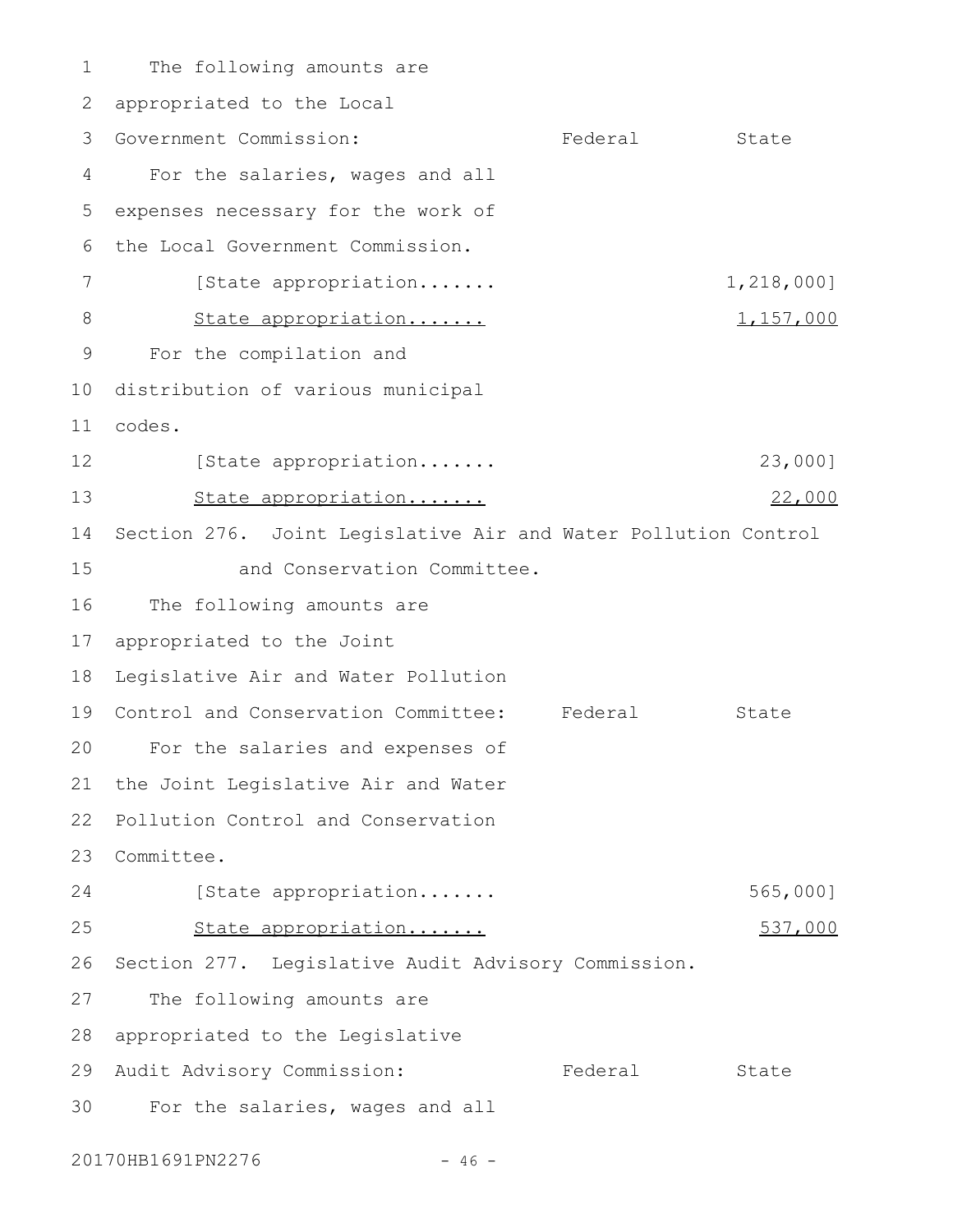The following amounts are appropriated to the Local Government Commission:

| | Federal | State |
|---|---|---|
| For the salaries, wages and all expenses necessary for the work of the Local Government Commission. | | |
| [State appropriation....... | | 1,218,000] |
| <u>State appropriation.......</u> | | <u>1,157,000</u> |
| For the compilation and distribution of various municipal codes. | | |
| [State appropriation....... | | 23,000] |
| <u>State appropriation.......</u> | | <u>22,000</u> |

Section 276. Joint Legislative Air and Water Pollution Control and Conservation Committee.

The following amounts are appropriated to the Joint Legislative Air and Water Pollution Control and Conservation Committee:

| | Federal | State |
|---|---|---|
| For the salaries and expenses of the Joint Legislative Air and Water Pollution Control and Conservation Committee. | | |
| [State appropriation....... | | 565,000] |
| <u>State appropriation.......</u> | | <u>537,000</u> |

Section 277. Legislative Audit Advisory Commission.

The following amounts are appropriated to the Legislative Audit Advisory Commission:

| | Federal | State |
|---|---|---|
| For the salaries, wages and all | | |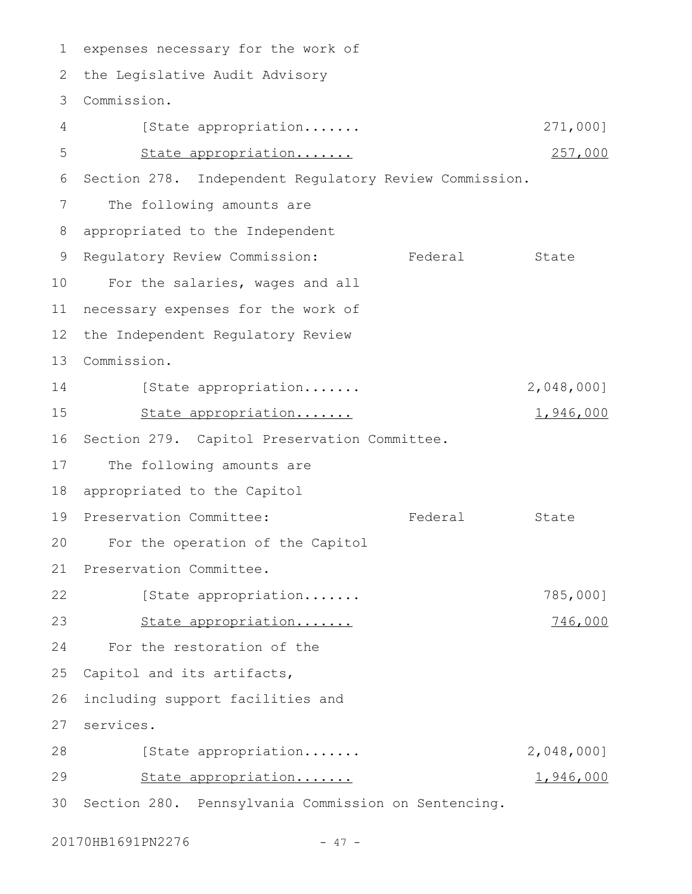expenses necessary for the work of the Legislative Audit Advisory Commission.

[State appropriation....... 271,000]

<u>State appropriation....... 257,000</u>

Section 278. Independent Regulatory Review Commission.

The following amounts are appropriated to the Independent Regulatory Review Commission:

| | Federal | State |
|---|---|---|
| For the salaries, wages and all necessary expenses for the work of the Independent Regulatory Review Commission. | | |
| [State appropriation....... | | 2,048,000] |
| <u>State appropriation.......</u> | | <u>1,946,000</u> |

Section 279. Capitol Preservation Committee.

The following amounts are appropriated to the Capitol Preservation Committee:

| | Federal | State |
|---|---|---|
| For the operation of the Capitol Preservation Committee. | | |
| [State appropriation....... | | 785,000] |
| <u>State appropriation.......</u> | | <u>746,000</u> |
| For the restoration of the Capitol and its artifacts, including support facilities and services. | | |
| [State appropriation....... | | 2,048,000] |
| <u>State appropriation.......</u> | | <u>1,946,000</u> |

Section 280. Pennsylvania Commission on Sentencing.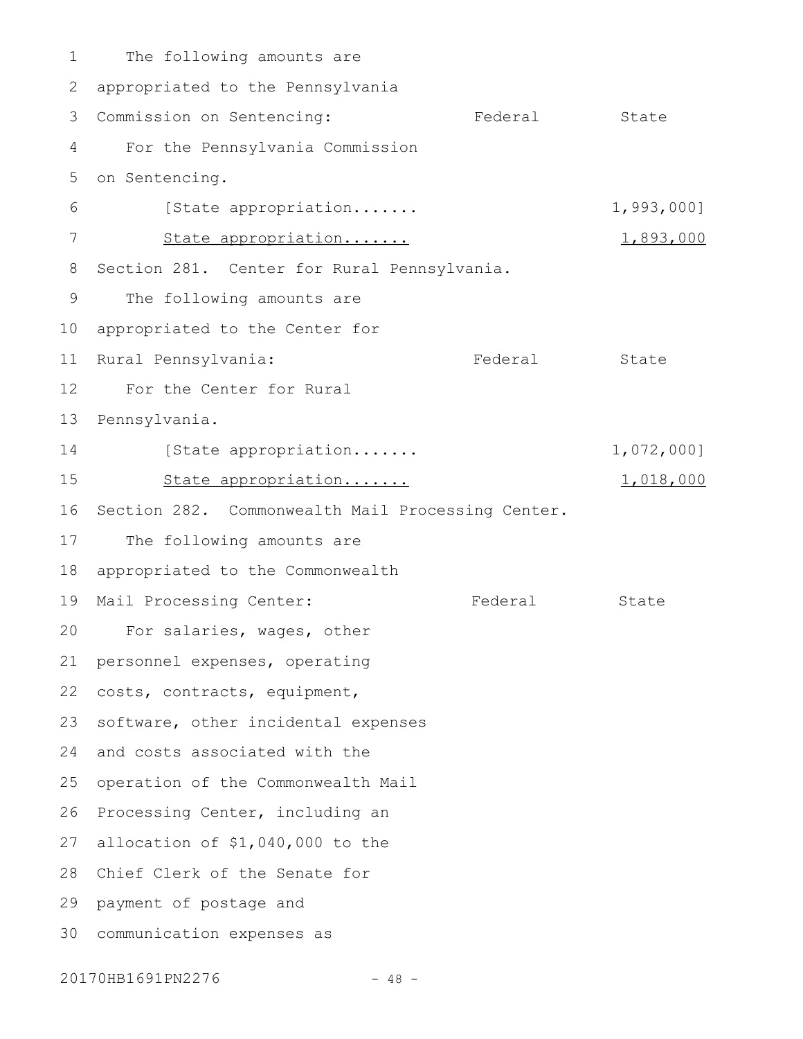The following amounts are appropriated to the Pennsylvania Commission on Sentencing:

| | Federal | State |
|---|---|---|
| For the Pennsylvania Commission on Sentencing. | | |
| [State appropriation....... | | 1,993,000] |
| <u>State appropriation.......</u> | | <u>1,893,000</u> |

Section 281. Center for Rural Pennsylvania.

The following amounts are appropriated to the Center for Rural Pennsylvania:

| | Federal | State |
|---|---|---|
| For the Center for Rural Pennsylvania. | | |
| [State appropriation....... | | 1,072,000] |
| <u>State appropriation.......</u> | | <u>1,018,000</u> |

Section 282. Commonwealth Mail Processing Center.

The following amounts are appropriated to the Commonwealth Mail Processing Center:

| | Federal | State |
|---|---|---|
| For salaries, wages, other personnel expenses, operating costs, contracts, equipment, software, other incidental expenses and costs associated with the operation of the Commonwealth Mail Processing Center, including an allocation of $1,040,000 to the Chief Clerk of the Senate for payment of postage and communication expenses as | | |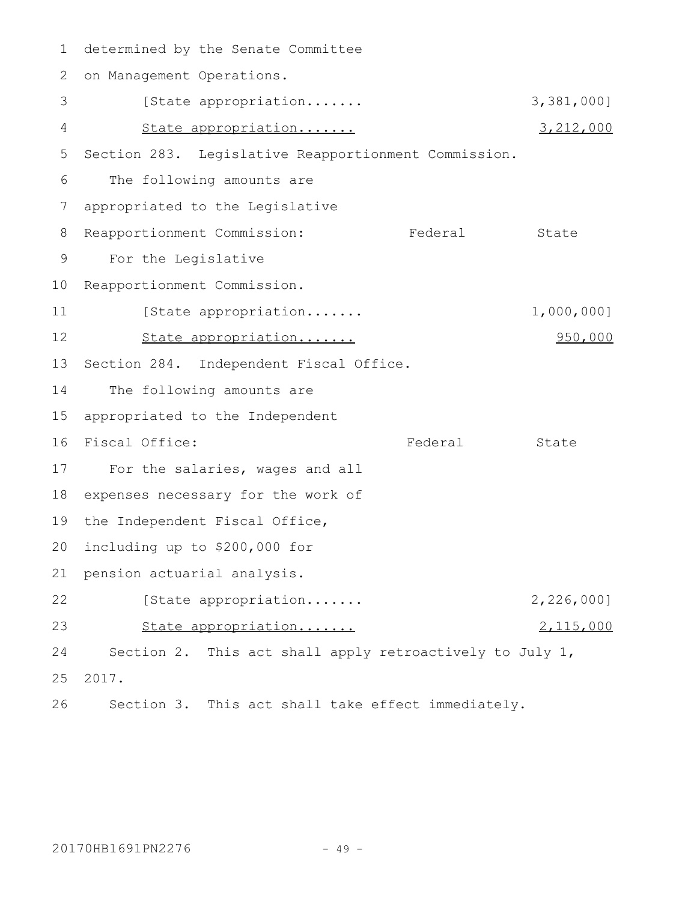determined by the Senate Committee
on Management Operations.

[State appropriation....... 3,381,000]

<u>State appropriation....... 3,212,000</u>

Section 283. Legislative Reapportionment Commission.

The following amounts are appropriated to the Legislative Reapportionment Commission: Federal State

For the Legislative Reapportionment Commission.

[State appropriation....... 1,000,000]

<u>State appropriation....... 950,000</u>

Section 284. Independent Fiscal Office.

The following amounts are appropriated to the Independent Fiscal Office: Federal State

For the salaries, wages and all expenses necessary for the work of the Independent Fiscal Office, including up to $200,000 for pension actuarial analysis.

[State appropriation....... 2,226,000]

<u>State appropriation....... 2,115,000</u>

Section 2. This act shall apply retroactively to July 1, 2017.

Section 3. This act shall take effect immediately.

20170HB1691PN2276